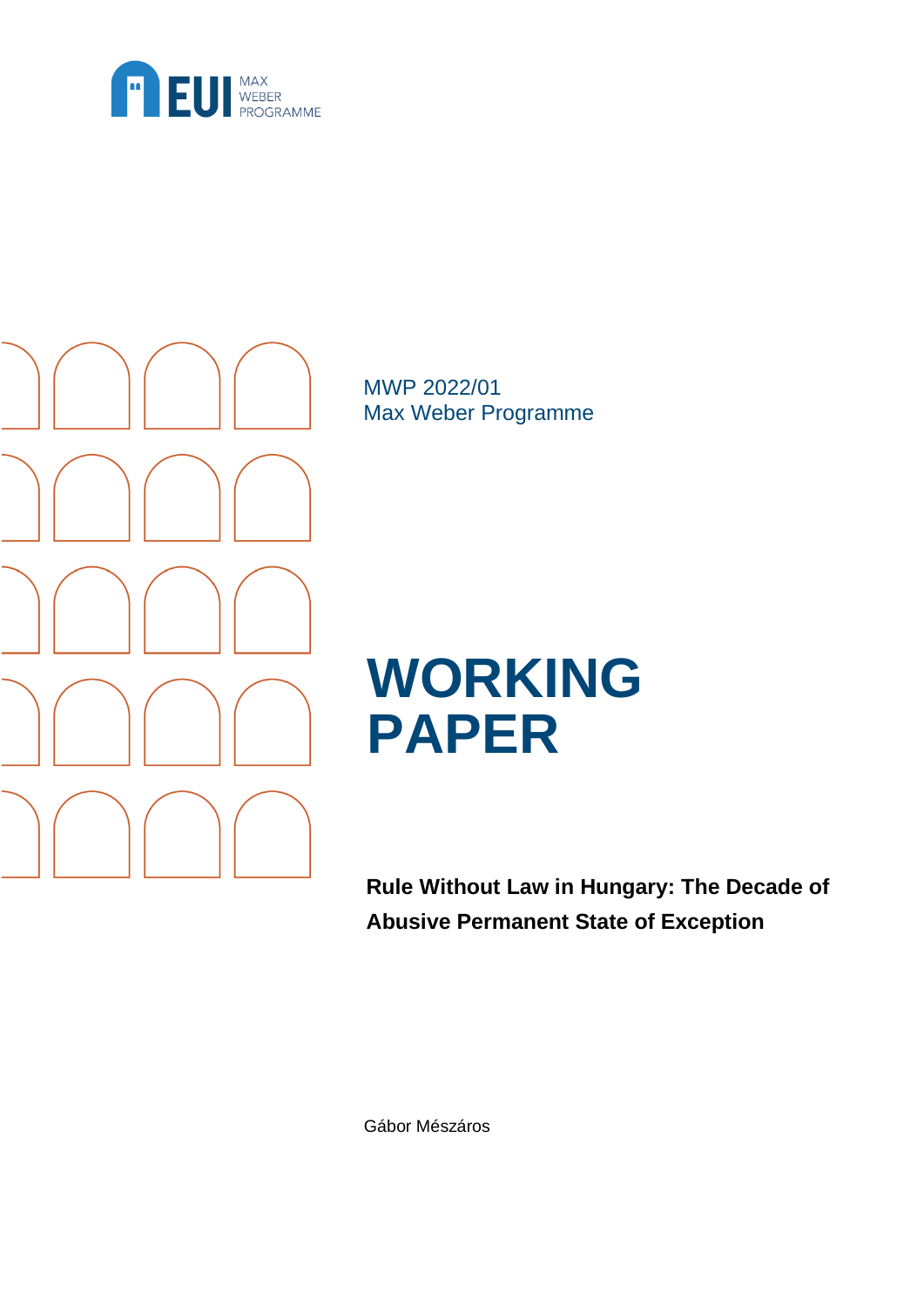EUI MAX WEBER PROGRAMME

MWP 2022/01
Max Weber Programme

# WORKING PAPER

**Rule Without Law in Hungary: The Decade of Abusive Permanent State of Exception**

Gábor Mészáros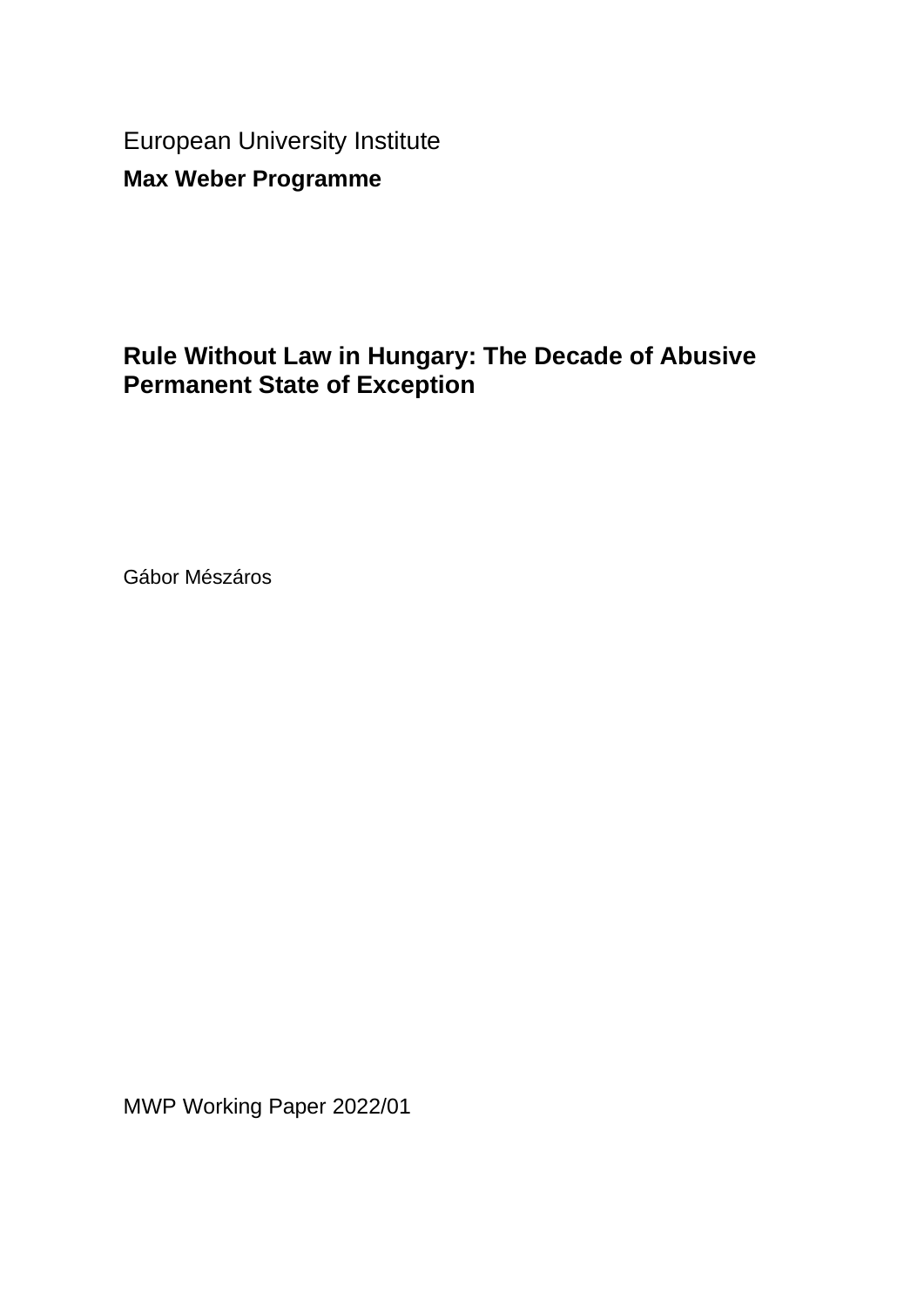European University Institute

**Max Weber Programme**

# Rule Without Law in Hungary: The Decade of Abusive Permanent State of Exception

Gábor Mészáros

MWP Working Paper 2022/01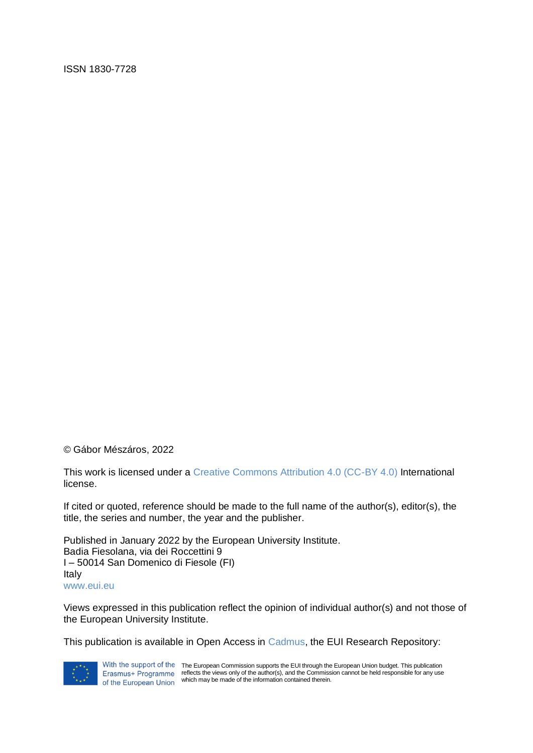ISSN 1830-7728

© Gábor Mészáros, 2022

This work is licensed under a Creative Commons Attribution 4.0 (CC-BY 4.0) International license.

If cited or quoted, reference should be made to the full name of the author(s), editor(s), the title, the series and number, the year and the publisher.

Published in January 2022 by the European University Institute.
Badia Fiesolana, via dei Roccettini 9
I – 50014 San Domenico di Fiesole (FI)
Italy
www.eui.eu

Views expressed in this publication reflect the opinion of individual author(s) and not those of the European University Institute.

This publication is available in Open Access in Cadmus, the EUI Research Repository:

With the support of the Erasmus+ Programme of the European Union

The European Commission supports the EUI through the European Union budget. This publication reflects the views only of the author(s), and the Commission cannot be held responsible for any use which may be made of the information contained therein.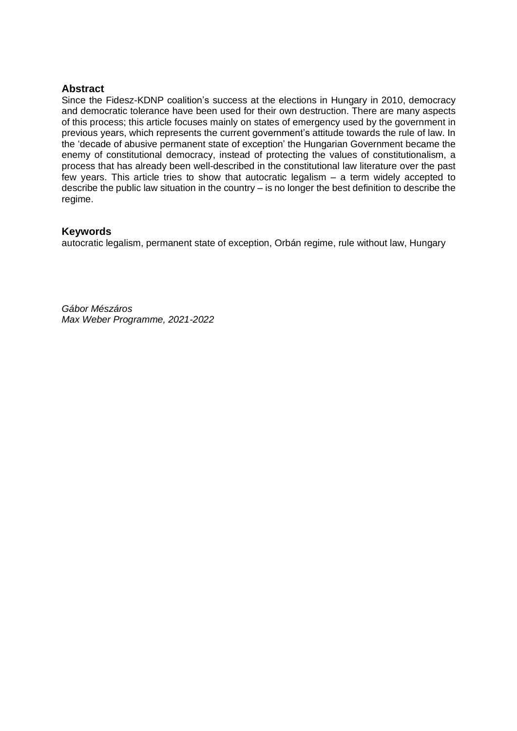## Abstract

Since the Fidesz-KDNP coalition's success at the elections in Hungary in 2010, democracy and democratic tolerance have been used for their own destruction. There are many aspects of this process; this article focuses mainly on states of emergency used by the government in previous years, which represents the current government's attitude towards the rule of law. In the 'decade of abusive permanent state of exception' the Hungarian Government became the enemy of constitutional democracy, instead of protecting the values of constitutionalism, a process that has already been well-described in the constitutional law literature over the past few years. This article tries to show that autocratic legalism – a term widely accepted to describe the public law situation in the country – is no longer the best definition to describe the regime.

## Keywords

autocratic legalism, permanent state of exception, Orbán regime, rule without law, Hungary

*Gábor Mészáros*
*Max Weber Programme, 2021-2022*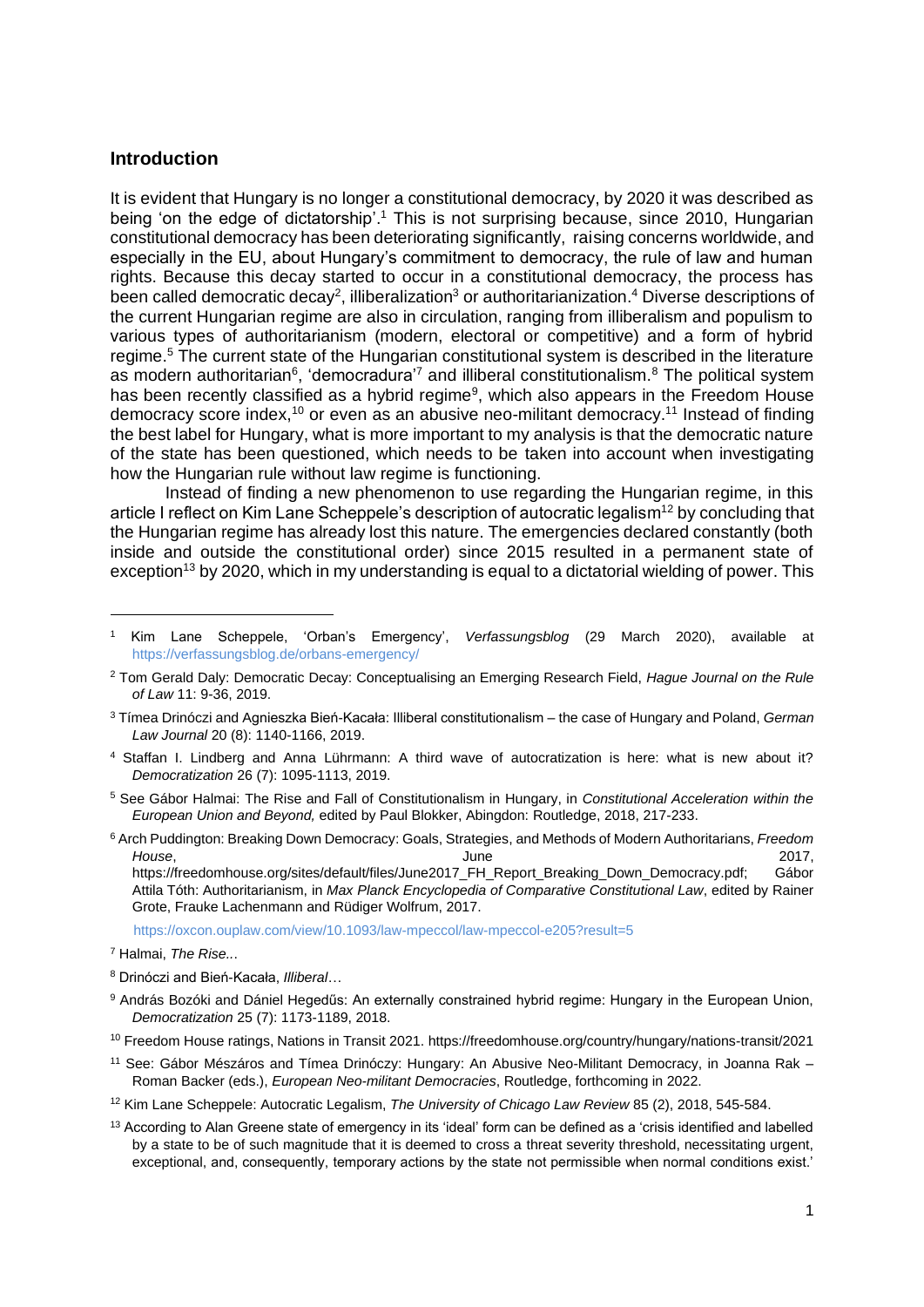## Introduction

It is evident that Hungary is no longer a constitutional democracy, by 2020 it was described as being 'on the edge of dictatorship'.[1] This is not surprising because, since 2010, Hungarian constitutional democracy has been deteriorating significantly, raising concerns worldwide, and especially in the EU, about Hungary's commitment to democracy, the rule of law and human rights. Because this decay started to occur in a constitutional democracy, the process has been called democratic decay[2], illiberalization[3] or authoritarianization.[4] Diverse descriptions of the current Hungarian regime are also in circulation, ranging from illiberalism and populism to various types of authoritarianism (modern, electoral or competitive) and a form of hybrid regime.[5] The current state of the Hungarian constitutional system is described in the literature as modern authoritarian[6], 'democradura'[7] and illiberal constitutionalism.[8] The political system has been recently classified as a hybrid regime[9], which also appears in the Freedom House democracy score index,[10] or even as an abusive neo-militant democracy.[11] Instead of finding the best label for Hungary, what is more important to my analysis is that the democratic nature of the state has been questioned, which needs to be taken into account when investigating how the Hungarian rule without law regime is functioning.

Instead of finding a new phenomenon to use regarding the Hungarian regime, in this article I reflect on Kim Lane Scheppele's description of autocratic legalism[12] by concluding that the Hungarian regime has already lost this nature. The emergencies declared constantly (both inside and outside the constitutional order) since 2015 resulted in a permanent state of exception[13] by 2020, which in my understanding is equal to a dictatorial wielding of power. This

---

[1] Kim Lane Scheppele, 'Orban's Emergency', *Verfassungsblog* (29 March 2020), available at https://verfassungsblog.de/orbans-emergency/

[2] Tom Gerald Daly: Democratic Decay: Conceptualising an Emerging Research Field, *Hague Journal on the Rule of Law* 11: 9-36, 2019.

[3] Tímea Drinóczi and Agnieszka Bień-Kacała: Illiberal constitutionalism – the case of Hungary and Poland, *German Law Journal* 20 (8): 1140-1166, 2019.

[4] Staffan I. Lindberg and Anna Lührmann: A third wave of autocratization is here: what is new about it? *Democratization* 26 (7): 1095-1113, 2019.

[5] See Gábor Halmai: The Rise and Fall of Constitutionalism in Hungary, in *Constitutional Acceleration within the European Union and Beyond,* edited by Paul Blokker, Abingdon: Routledge, 2018, 217-233.

[6] Arch Puddington: Breaking Down Democracy: Goals, Strategies, and Methods of Modern Authoritarians, *Freedom House*, June 2017, https://freedomhouse.org/sites/default/files/June2017_FH_Report_Breaking_Down_Democracy.pdf; Gábor Attila Tóth: Authoritarianism, in *Max Planck Encyclopedia of Comparative Constitutional Law*, edited by Rainer Grote, Frauke Lachenmann and Rüdiger Wolfrum, 2017. https://oxcon.ouplaw.com/view/10.1093/law-mpeccol/law-mpeccol-e205?result=5

[7] Halmai, *The Rise...*

[8] Drinóczi and Bień-Kacała, *Illiberal*…

[9] András Bozóki and Dániel Hegedűs: An externally constrained hybrid regime: Hungary in the European Union, *Democratization* 25 (7): 1173-1189, 2018.

[10] Freedom House ratings, Nations in Transit 2021. https://freedomhouse.org/country/hungary/nations-transit/2021

[11] See: Gábor Mészáros and Tímea Drinóczy: Hungary: An Abusive Neo-Militant Democracy, in Joanna Rak – Roman Backer (eds.), *European Neo-militant Democracies*, Routledge, forthcoming in 2022.

[12] Kim Lane Scheppele: Autocratic Legalism, *The University of Chicago Law Review* 85 (2), 2018, 545-584.

[13] According to Alan Greene state of emergency in its 'ideal' form can be defined as a 'crisis identified and labelled by a state to be of such magnitude that it is deemed to cross a threat severity threshold, necessitating urgent, exceptional, and, consequently, temporary actions by the state not permissible when normal conditions exist.'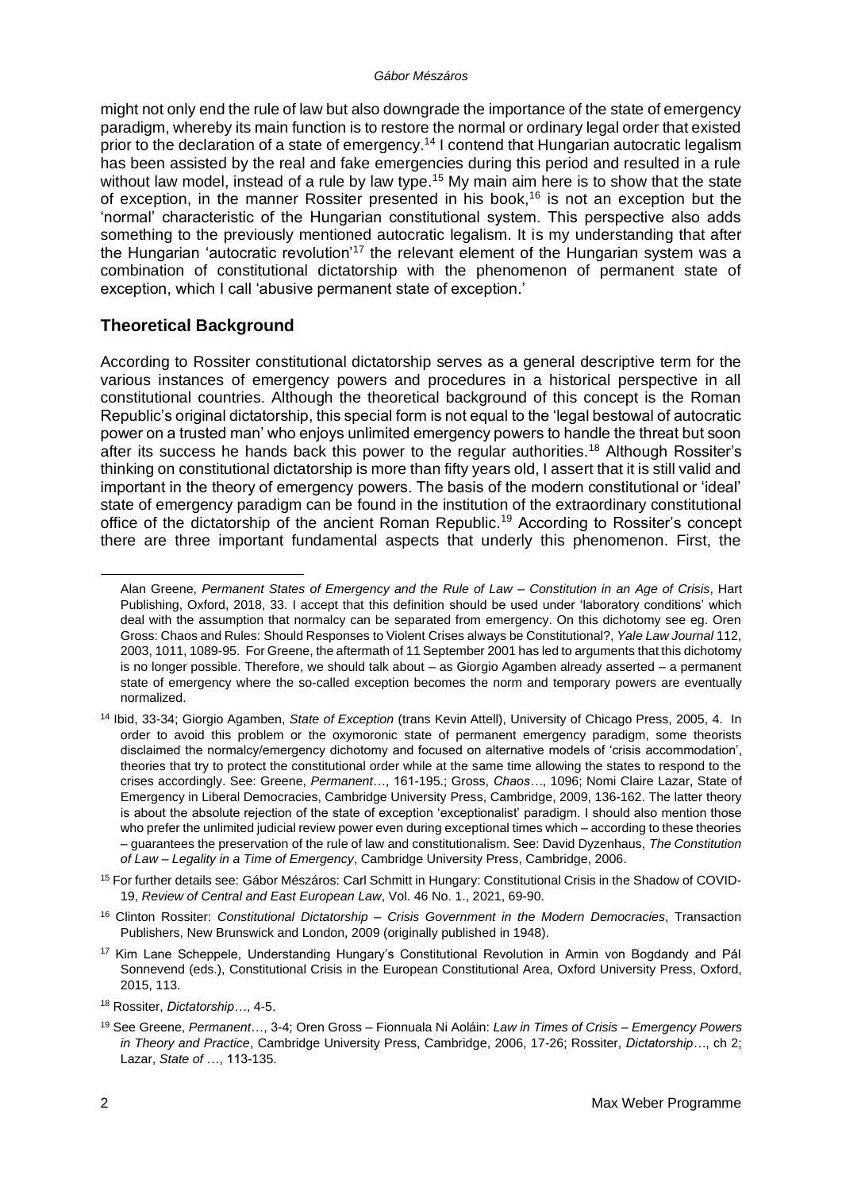might not only end the rule of law but also downgrade the importance of the state of emergency paradigm, whereby its main function is to restore the normal or ordinary legal order that existed prior to the declaration of a state of emergency.[14] I contend that Hungarian autocratic legalism has been assisted by the real and fake emergencies during this period and resulted in a rule without law model, instead of a rule by law type.[15] My main aim here is to show that the state of exception, in the manner Rossiter presented in his book,[16] is not an exception but the 'normal' characteristic of the Hungarian constitutional system. This perspective also adds something to the previously mentioned autocratic legalism. It is my understanding that after the Hungarian 'autocratic revolution'[17] the relevant element of the Hungarian system was a combination of constitutional dictatorship with the phenomenon of permanent state of exception, which I call 'abusive permanent state of exception.'

## Theoretical Background

According to Rossiter constitutional dictatorship serves as a general descriptive term for the various instances of emergency powers and procedures in a historical perspective in all constitutional countries. Although the theoretical background of this concept is the Roman Republic's original dictatorship, this special form is not equal to the 'legal bestowal of autocratic power on a trusted man' who enjoys unlimited emergency powers to handle the threat but soon after its success he hands back this power to the regular authorities.[18] Although Rossiter's thinking on constitutional dictatorship is more than fifty years old, I assert that it is still valid and important in the theory of emergency powers. The basis of the modern constitutional or 'ideal' state of emergency paradigm can be found in the institution of the extraordinary constitutional office of the dictatorship of the ancient Roman Republic.[19] According to Rossiter's concept there are three important fundamental aspects that underly this phenomenon. First, the

---

Alan Greene, *Permanent States of Emergency and the Rule of Law – Constitution in an Age of Crisis*, Hart Publishing, Oxford, 2018, 33. I accept that this definition should be used under 'laboratory conditions' which deal with the assumption that normalcy can be separated from emergency. On this dichotomy see eg. Oren Gross: Chaos and Rules: Should Responses to Violent Crises always be Constitutional?, *Yale Law Journal* 112, 2003, 1011, 1089-95. For Greene, the aftermath of 11 September 2001 has led to arguments that this dichotomy is no longer possible. Therefore, we should talk about – as Giorgio Agamben already asserted – a permanent state of emergency where the so-called exception becomes the norm and temporary powers are eventually normalized.

[14] Ibid, 33-34; Giorgio Agamben, *State of Exception* (trans Kevin Attell), University of Chicago Press, 2005, 4. In order to avoid this problem or the oxymoronic state of permanent emergency paradigm, some theorists disclaimed the normalcy/emergency dichotomy and focused on alternative models of 'crisis accommodation', theories that try to protect the constitutional order while at the same time allowing the states to respond to the crises accordingly. See: Greene, *Permanent*…, 161-195.; Gross, *Chaos*…, 1096; Nomi Claire Lazar, State of Emergency in Liberal Democracies, Cambridge University Press, Cambridge, 2009, 136-162. The latter theory is about the absolute rejection of the state of exception 'exceptionalist' paradigm. I should also mention those who prefer the unlimited judicial review power even during exceptional times which – according to these theories – guarantees the preservation of the rule of law and constitutionalism. See: David Dyzenhaus, *The Constitution of Law – Legality in a Time of Emergency*, Cambridge University Press, Cambridge, 2006.

[15] For further details see: Gábor Mészáros: Carl Schmitt in Hungary: Constitutional Crisis in the Shadow of COVID-19, *Review of Central and East European Law*, Vol. 46 No. 1., 2021, 69-90.

[16] Clinton Rossiter: *Constitutional Dictatorship – Crisis Government in the Modern Democracies*, Transaction Publishers, New Brunswick and London, 2009 (originally published in 1948).

[17] Kim Lane Scheppele, Understanding Hungary's Constitutional Revolution in Armin von Bogdandy and Pál Sonnevend (eds.), Constitutional Crisis in the European Constitutional Area, Oxford University Press, Oxford, 2015, 113.

[18] Rossiter, *Dictatorship*…, 4-5.

[19] See Greene, *Permanent*…, 3-4; Oren Gross – Fionnuala Ni Aoláin: *Law in Times of Crisis – Emergency Powers in Theory and Practice*, Cambridge University Press, Cambridge, 2006, 17-26; Rossiter, *Dictatorship*…, ch 2; Lazar, *State of* …, 113-135.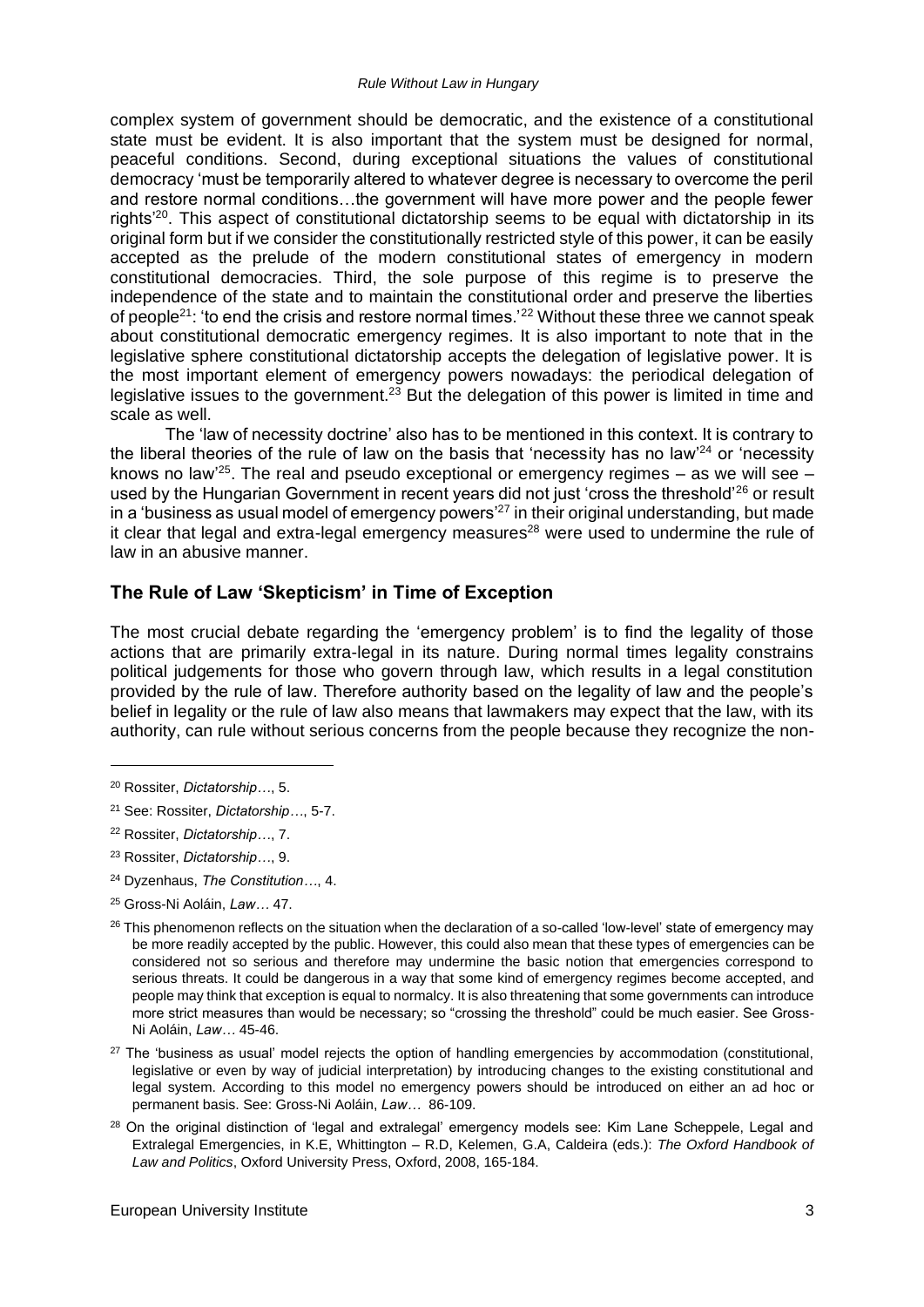complex system of government should be democratic, and the existence of a constitutional state must be evident. It is also important that the system must be designed for normal, peaceful conditions. Second, during exceptional situations the values of constitutional democracy 'must be temporarily altered to whatever degree is necessary to overcome the peril and restore normal conditions…the government will have more power and the people fewer rights'[20]. This aspect of constitutional dictatorship seems to be equal with dictatorship in its original form but if we consider the constitutionally restricted style of this power, it can be easily accepted as the prelude of the modern constitutional states of emergency in modern constitutional democracies. Third, the sole purpose of this regime is to preserve the independence of the state and to maintain the constitutional order and preserve the liberties of people[21]: 'to end the crisis and restore normal times.'[22] Without these three we cannot speak about constitutional democratic emergency regimes. It is also important to note that in the legislative sphere constitutional dictatorship accepts the delegation of legislative power. It is the most important element of emergency powers nowadays: the periodical delegation of legislative issues to the government.[23] But the delegation of this power is limited in time and scale as well.

The 'law of necessity doctrine' also has to be mentioned in this context. It is contrary to the liberal theories of the rule of law on the basis that 'necessity has no law'[24] or 'necessity knows no law'[25]. The real and pseudo exceptional or emergency regimes – as we will see – used by the Hungarian Government in recent years did not just 'cross the threshold'[26] or result in a 'business as usual model of emergency powers'[27] in their original understanding, but made it clear that legal and extra-legal emergency measures[28] were used to undermine the rule of law in an abusive manner.

## The Rule of Law 'Skepticism' in Time of Exception

The most crucial debate regarding the 'emergency problem' is to find the legality of those actions that are primarily extra-legal in its nature. During normal times legality constrains political judgements for those who govern through law, which results in a legal constitution provided by the rule of law. Therefore authority based on the legality of law and the people's belief in legality or the rule of law also means that lawmakers may expect that the law, with its authority, can rule without serious concerns from the people because they recognize the non-

---

[20] Rossiter, *Dictatorship*…, 5.

[21] See: Rossiter, *Dictatorship*…, 5-7.

[22] Rossiter, *Dictatorship*…, 7.

[23] Rossiter, *Dictatorship*…, 9.

[24] Dyzenhaus, *The Constitution*…, 4.

[25] Gross-Ni Aoláin, *Law*… 47.

[26] This phenomenon reflects on the situation when the declaration of a so-called 'low-level' state of emergency may be more readily accepted by the public. However, this could also mean that these types of emergencies can be considered not so serious and therefore may undermine the basic notion that emergencies correspond to serious threats. It could be dangerous in a way that some kind of emergency regimes become accepted, and people may think that exception is equal to normalcy. It is also threatening that some governments can introduce more strict measures than would be necessary; so "crossing the threshold" could be much easier. See Gross-Ni Aoláin, *Law*… 45-46.

[27] The 'business as usual' model rejects the option of handling emergencies by accommodation (constitutional, legislative or even by way of judicial interpretation) by introducing changes to the existing constitutional and legal system. According to this model no emergency powers should be introduced on either an ad hoc or permanent basis. See: Gross-Ni Aoláin, *Law*… 86-109.

[28] On the original distinction of 'legal and extralegal' emergency models see: Kim Lane Scheppele, Legal and Extralegal Emergencies, in K.E, Whittington – R.D, Kelemen, G.A, Caldeira (eds.): *The Oxford Handbook of Law and Politics*, Oxford University Press, Oxford, 2008, 165-184.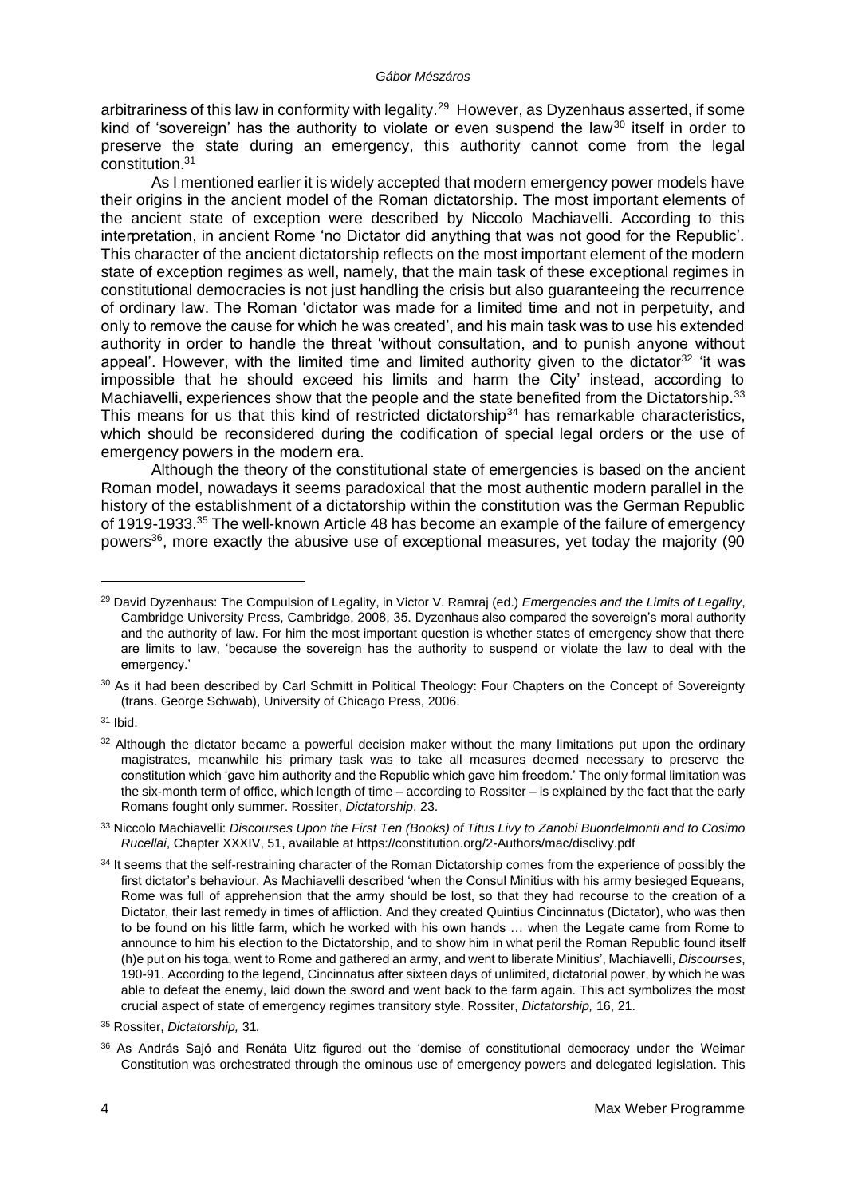arbitrariness of this law in conformity with legality.[29] However, as Dyzenhaus asserted, if some kind of 'sovereign' has the authority to violate or even suspend the law[30] itself in order to preserve the state during an emergency, this authority cannot come from the legal constitution.[31]

As I mentioned earlier it is widely accepted that modern emergency power models have their origins in the ancient model of the Roman dictatorship. The most important elements of the ancient state of exception were described by Niccolo Machiavelli. According to this interpretation, in ancient Rome 'no Dictator did anything that was not good for the Republic'. This character of the ancient dictatorship reflects on the most important element of the modern state of exception regimes as well, namely, that the main task of these exceptional regimes in constitutional democracies is not just handling the crisis but also guaranteeing the recurrence of ordinary law. The Roman 'dictator was made for a limited time and not in perpetuity, and only to remove the cause for which he was created', and his main task was to use his extended authority in order to handle the threat 'without consultation, and to punish anyone without appeal'. However, with the limited time and limited authority given to the dictator[32] 'it was impossible that he should exceed his limits and harm the City' instead, according to Machiavelli, experiences show that the people and the state benefited from the Dictatorship.[33] This means for us that this kind of restricted dictatorship[34] has remarkable characteristics, which should be reconsidered during the codification of special legal orders or the use of emergency powers in the modern era.

Although the theory of the constitutional state of emergencies is based on the ancient Roman model, nowadays it seems paradoxical that the most authentic modern parallel in the history of the establishment of a dictatorship within the constitution was the German Republic of 1919-1933.[35] The well-known Article 48 has become an example of the failure of emergency powers[36], more exactly the abusive use of exceptional measures, yet today the majority (90

---

[29] David Dyzenhaus: The Compulsion of Legality, in Victor V. Ramraj (ed.) *Emergencies and the Limits of Legality*, Cambridge University Press, Cambridge, 2008, 35. Dyzenhaus also compared the sovereign's moral authority and the authority of law. For him the most important question is whether states of emergency show that there are limits to law, 'because the sovereign has the authority to suspend or violate the law to deal with the emergency.'

[30] As it had been described by Carl Schmitt in Political Theology: Four Chapters on the Concept of Sovereignty (trans. George Schwab), University of Chicago Press, 2006.

[31] Ibid.

[32] Although the dictator became a powerful decision maker without the many limitations put upon the ordinary magistrates, meanwhile his primary task was to take all measures deemed necessary to preserve the constitution which 'gave him authority and the Republic which gave him freedom.' The only formal limitation was the six-month term of office, which length of time – according to Rossiter – is explained by the fact that the early Romans fought only summer. Rossiter, *Dictatorship*, 23.

[33] Niccolo Machiavelli: *Discourses Upon the First Ten (Books) of Titus Livy to Zanobi Buondelmonti and to Cosimo Rucellai*, Chapter XXXIV, 51, available at https://constitution.org/2-Authors/mac/disclivy.pdf

[34] It seems that the self-restraining character of the Roman Dictatorship comes from the experience of possibly the first dictator's behaviour. As Machiavelli described 'when the Consul Minitius with his army besieged Equeans, Rome was full of apprehension that the army should be lost, so that they had recourse to the creation of a Dictator, their last remedy in times of affliction. And they created Quintius Cincinnatus (Dictator), who was then to be found on his little farm, which he worked with his own hands … when the Legate came from Rome to announce to him his election to the Dictatorship, and to show him in what peril the Roman Republic found itself (h)e put on his toga, went to Rome and gathered an army, and went to liberate Minitius', Machiavelli, *Discourses*, 190-91. According to the legend, Cincinnatus after sixteen days of unlimited, dictatorial power, by which he was able to defeat the enemy, laid down the sword and went back to the farm again. This act symbolizes the most crucial aspect of state of emergency regimes transitory style. Rossiter, *Dictatorship,* 16, 21.

[35] Rossiter, *Dictatorship,* 31*.*

[36] As András Sajó and Renáta Uitz figured out the 'demise of constitutional democracy under the Weimar Constitution was orchestrated through the ominous use of emergency powers and delegated legislation. This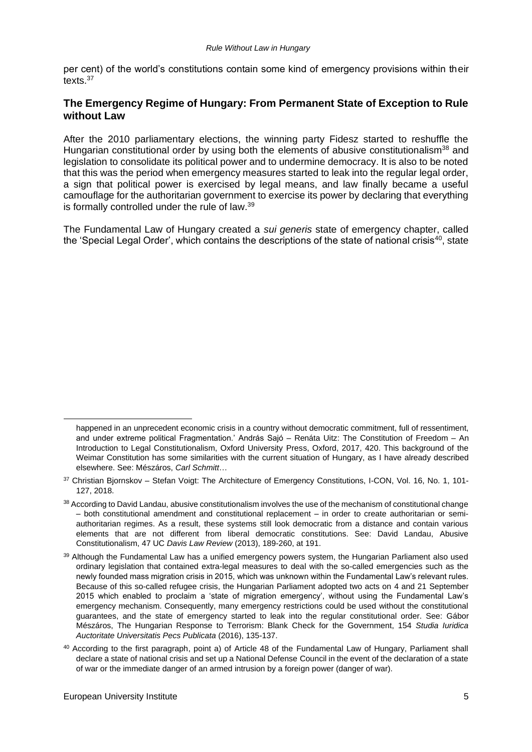per cent) of the world's constitutions contain some kind of emergency provisions within their texts.[37]

## The Emergency Regime of Hungary: From Permanent State of Exception to Rule without Law

After the 2010 parliamentary elections, the winning party Fidesz started to reshuffle the Hungarian constitutional order by using both the elements of abusive constitutionalism[38] and legislation to consolidate its political power and to undermine democracy. It is also to be noted that this was the period when emergency measures started to leak into the regular legal order, a sign that political power is exercised by legal means, and law finally became a useful camouflage for the authoritarian government to exercise its power by declaring that everything is formally controlled under the rule of law.[39]

The Fundamental Law of Hungary created a *sui generis* state of emergency chapter, called the 'Special Legal Order', which contains the descriptions of the state of national crisis[40], state

---

happened in an unprecedent economic crisis in a country without democratic commitment, full of ressentiment, and under extreme political Fragmentation.' András Sajó – Renáta Uitz: The Constitution of Freedom – An Introduction to Legal Constitutionalism, Oxford University Press, Oxford, 2017, 420. This background of the Weimar Constitution has some similarities with the current situation of Hungary, as I have already described elsewhere. See: Mészáros, *Carl Schmitt*…

[37] Christian Bjornskov – Stefan Voigt: The Architecture of Emergency Constitutions, I-CON, Vol. 16, No. 1, 101-127, 2018.

[38] According to David Landau, abusive constitutionalism involves the use of the mechanism of constitutional change – both constitutional amendment and constitutional replacement – in order to create authoritarian or semi-authoritarian regimes. As a result, these systems still look democratic from a distance and contain various elements that are not different from liberal democratic constitutions. See: David Landau, Abusive Constitutionalism, 47 UC *Davis Law Review* (2013), 189-260, at 191.

[39] Although the Fundamental Law has a unified emergency powers system, the Hungarian Parliament also used ordinary legislation that contained extra-legal measures to deal with the so-called emergencies such as the newly founded mass migration crisis in 2015, which was unknown within the Fundamental Law's relevant rules. Because of this so-called refugee crisis, the Hungarian Parliament adopted two acts on 4 and 21 September 2015 which enabled to proclaim a 'state of migration emergency', without using the Fundamental Law's emergency mechanism. Consequently, many emergency restrictions could be used without the constitutional guarantees, and the state of emergency started to leak into the regular constitutional order. See: Gábor Mészáros, The Hungarian Response to Terrorism: Blank Check for the Government, 154 *Studia Iuridica Auctoritate Universitatis Pecs Publicata* (2016), 135-137.

[40] According to the first paragraph, point a) of Article 48 of the Fundamental Law of Hungary, Parliament shall declare a state of national crisis and set up a National Defense Council in the event of the declaration of a state of war or the immediate danger of an armed intrusion by a foreign power (danger of war).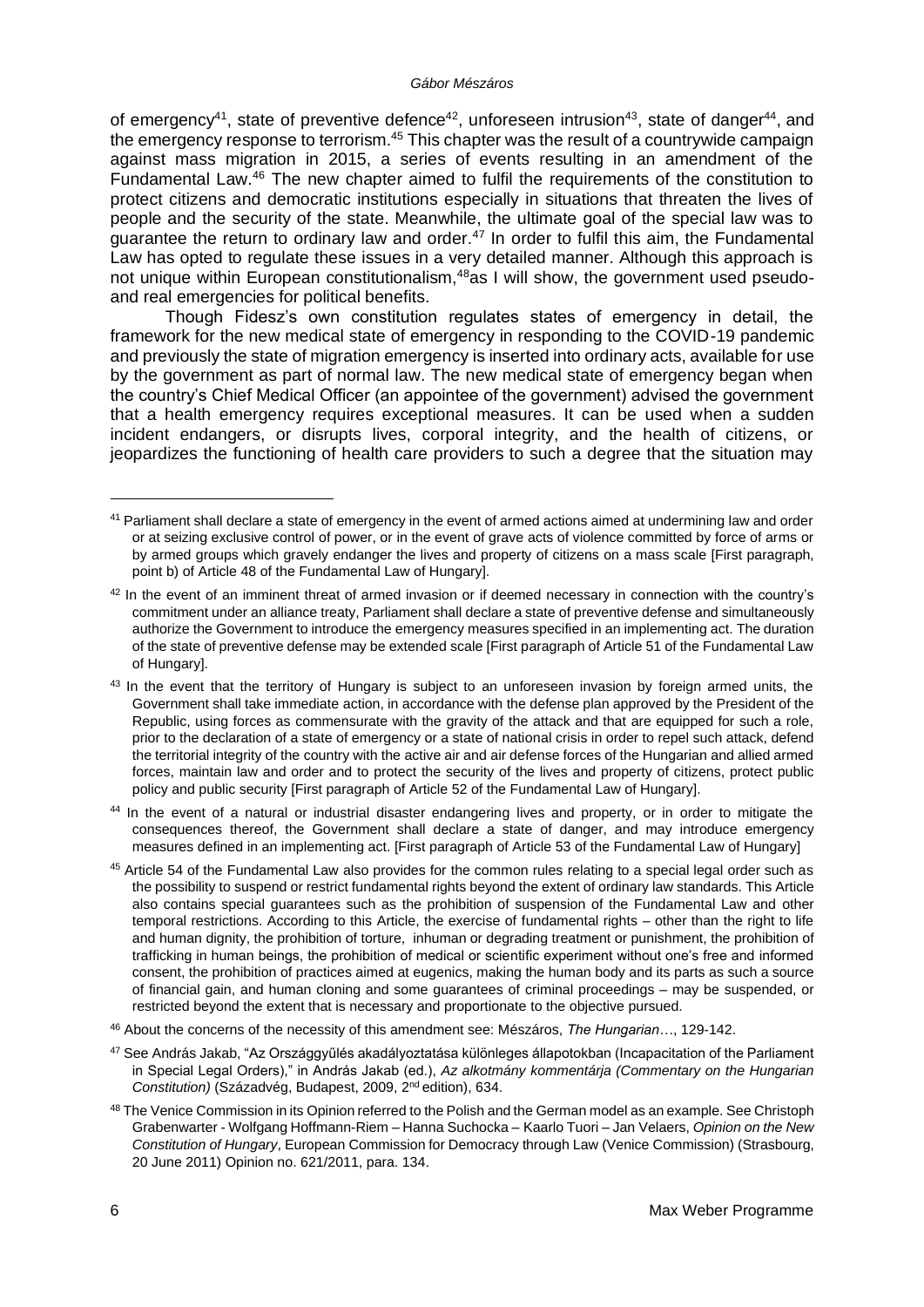of emergency[41], state of preventive defence[42], unforeseen intrusion[43], state of danger[44], and the emergency response to terrorism.[45] This chapter was the result of a countrywide campaign against mass migration in 2015, a series of events resulting in an amendment of the Fundamental Law.[46] The new chapter aimed to fulfil the requirements of the constitution to protect citizens and democratic institutions especially in situations that threaten the lives of people and the security of the state. Meanwhile, the ultimate goal of the special law was to guarantee the return to ordinary law and order.[47] In order to fulfil this aim, the Fundamental Law has opted to regulate these issues in a very detailed manner. Although this approach is not unique within European constitutionalism,[48]as I will show, the government used pseudo- and real emergencies for political benefits.

Though Fidesz's own constitution regulates states of emergency in detail, the framework for the new medical state of emergency in responding to the COVID-19 pandemic and previously the state of migration emergency is inserted into ordinary acts, available for use by the government as part of normal law. The new medical state of emergency began when the country's Chief Medical Officer (an appointee of the government) advised the government that a health emergency requires exceptional measures. It can be used when a sudden incident endangers, or disrupts lives, corporal integrity, and the health of citizens, or jeopardizes the functioning of health care providers to such a degree that the situation may

---

[41] Parliament shall declare a state of emergency in the event of armed actions aimed at undermining law and order or at seizing exclusive control of power, or in the event of grave acts of violence committed by force of arms or by armed groups which gravely endanger the lives and property of citizens on a mass scale [First paragraph, point b) of Article 48 of the Fundamental Law of Hungary].

[42] In the event of an imminent threat of armed invasion or if deemed necessary in connection with the country's commitment under an alliance treaty, Parliament shall declare a state of preventive defense and simultaneously authorize the Government to introduce the emergency measures specified in an implementing act. The duration of the state of preventive defense may be extended scale [First paragraph of Article 51 of the Fundamental Law of Hungary].

[43] In the event that the territory of Hungary is subject to an unforeseen invasion by foreign armed units, the Government shall take immediate action, in accordance with the defense plan approved by the President of the Republic, using forces as commensurate with the gravity of the attack and that are equipped for such a role, prior to the declaration of a state of emergency or a state of national crisis in order to repel such attack, defend the territorial integrity of the country with the active air and air defense forces of the Hungarian and allied armed forces, maintain law and order and to protect the security of the lives and property of citizens, protect public policy and public security [First paragraph of Article 52 of the Fundamental Law of Hungary].

[44] In the event of a natural or industrial disaster endangering lives and property, or in order to mitigate the consequences thereof, the Government shall declare a state of danger, and may introduce emergency measures defined in an implementing act. [First paragraph of Article 53 of the Fundamental Law of Hungary]

[45] Article 54 of the Fundamental Law also provides for the common rules relating to a special legal order such as the possibility to suspend or restrict fundamental rights beyond the extent of ordinary law standards. This Article also contains special guarantees such as the prohibition of suspension of the Fundamental Law and other temporal restrictions. According to this Article, the exercise of fundamental rights – other than the right to life and human dignity, the prohibition of torture, inhuman or degrading treatment or punishment, the prohibition of trafficking in human beings, the prohibition of medical or scientific experiment without one's free and informed consent, the prohibition of practices aimed at eugenics, making the human body and its parts as such a source of financial gain, and human cloning and some guarantees of criminal proceedings – may be suspended, or restricted beyond the extent that is necessary and proportionate to the objective pursued.

[46] About the concerns of the necessity of this amendment see: Mészáros, *The Hungarian*…, 129-142.

[47] See András Jakab, "Az Országgyűlés akadályoztatása különleges állapotokban (Incapacitation of the Parliament in Special Legal Orders)," in András Jakab (ed.), *Az alkotmány kommentárja (Commentary on the Hungarian Constitution)* (Századvég, Budapest, 2009, 2nd edition), 634.

[48] The Venice Commission in its Opinion referred to the Polish and the German model as an example. See Christoph Grabenwarter - Wolfgang Hoffmann-Riem – Hanna Suchocka – Kaarlo Tuori – Jan Velaers, *Opinion on the New Constitution of Hungary*, European Commission for Democracy through Law (Venice Commission) (Strasbourg, 20 June 2011) Opinion no. 621/2011, para. 134.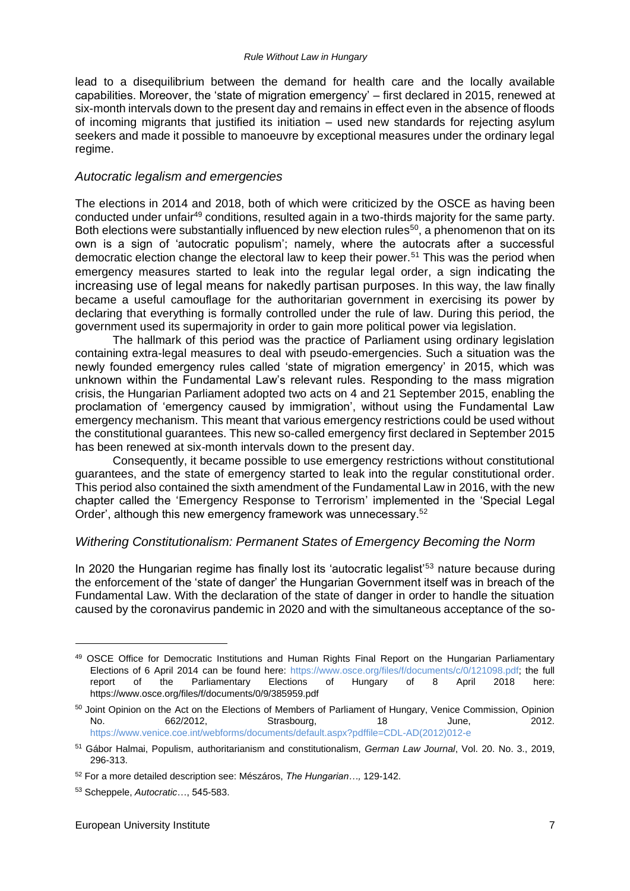lead to a disequilibrium between the demand for health care and the locally available capabilities. Moreover, the 'state of migration emergency' – first declared in 2015, renewed at six-month intervals down to the present day and remains in effect even in the absence of floods of incoming migrants that justified its initiation – used new standards for rejecting asylum seekers and made it possible to manoeuvre by exceptional measures under the ordinary legal regime.

### *Autocratic legalism and emergencies*

The elections in 2014 and 2018, both of which were criticized by the OSCE as having been conducted under unfair[49] conditions, resulted again in a two-thirds majority for the same party. Both elections were substantially influenced by new election rules[50], a phenomenon that on its own is a sign of 'autocratic populism'; namely, where the autocrats after a successful democratic election change the electoral law to keep their power.[51] This was the period when emergency measures started to leak into the regular legal order, a sign indicating the increasing use of legal means for nakedly partisan purposes. In this way, the law finally became a useful camouflage for the authoritarian government in exercising its power by declaring that everything is formally controlled under the rule of law. During this period, the government used its supermajority in order to gain more political power via legislation.

The hallmark of this period was the practice of Parliament using ordinary legislation containing extra-legal measures to deal with pseudo-emergencies. Such a situation was the newly founded emergency rules called 'state of migration emergency' in 2015, which was unknown within the Fundamental Law's relevant rules. Responding to the mass migration crisis, the Hungarian Parliament adopted two acts on 4 and 21 September 2015, enabling the proclamation of 'emergency caused by immigration', without using the Fundamental Law emergency mechanism. This meant that various emergency restrictions could be used without the constitutional guarantees. This new so-called emergency first declared in September 2015 has been renewed at six-month intervals down to the present day.

Consequently, it became possible to use emergency restrictions without constitutional guarantees, and the state of emergency started to leak into the regular constitutional order. This period also contained the sixth amendment of the Fundamental Law in 2016, with the new chapter called the 'Emergency Response to Terrorism' implemented in the 'Special Legal Order', although this new emergency framework was unnecessary.[52]

### *Withering Constitutionalism: Permanent States of Emergency Becoming the Norm*

In 2020 the Hungarian regime has finally lost its 'autocratic legalist'[53] nature because during the enforcement of the 'state of danger' the Hungarian Government itself was in breach of the Fundamental Law. With the declaration of the state of danger in order to handle the situation caused by the coronavirus pandemic in 2020 and with the simultaneous acceptance of the so-

---

[49] OSCE Office for Democratic Institutions and Human Rights Final Report on the Hungarian Parliamentary Elections of 6 April 2014 can be found here: https://www.osce.org/files/f/documents/c/0/121098.pdf; the full report of the Parliamentary Elections of Hungary of 8 April 2018 here: https://www.osce.org/files/f/documents/0/9/385959.pdf

[50] Joint Opinion on the Act on the Elections of Members of Parliament of Hungary, Venice Commission, Opinion No. 662/2012, Strasbourg, 18 June, 2012. https://www.venice.coe.int/webforms/documents/default.aspx?pdffile=CDL-AD(2012)012-e

[51] Gábor Halmai, Populism, authoritarianism and constitutionalism, *German Law Journal*, Vol. 20. No. 3., 2019, 296-313.

[52] For a more detailed description see: Mészáros, *The Hungarian…,* 129-142.

[53] Scheppele, *Autocratic…*, 545-583.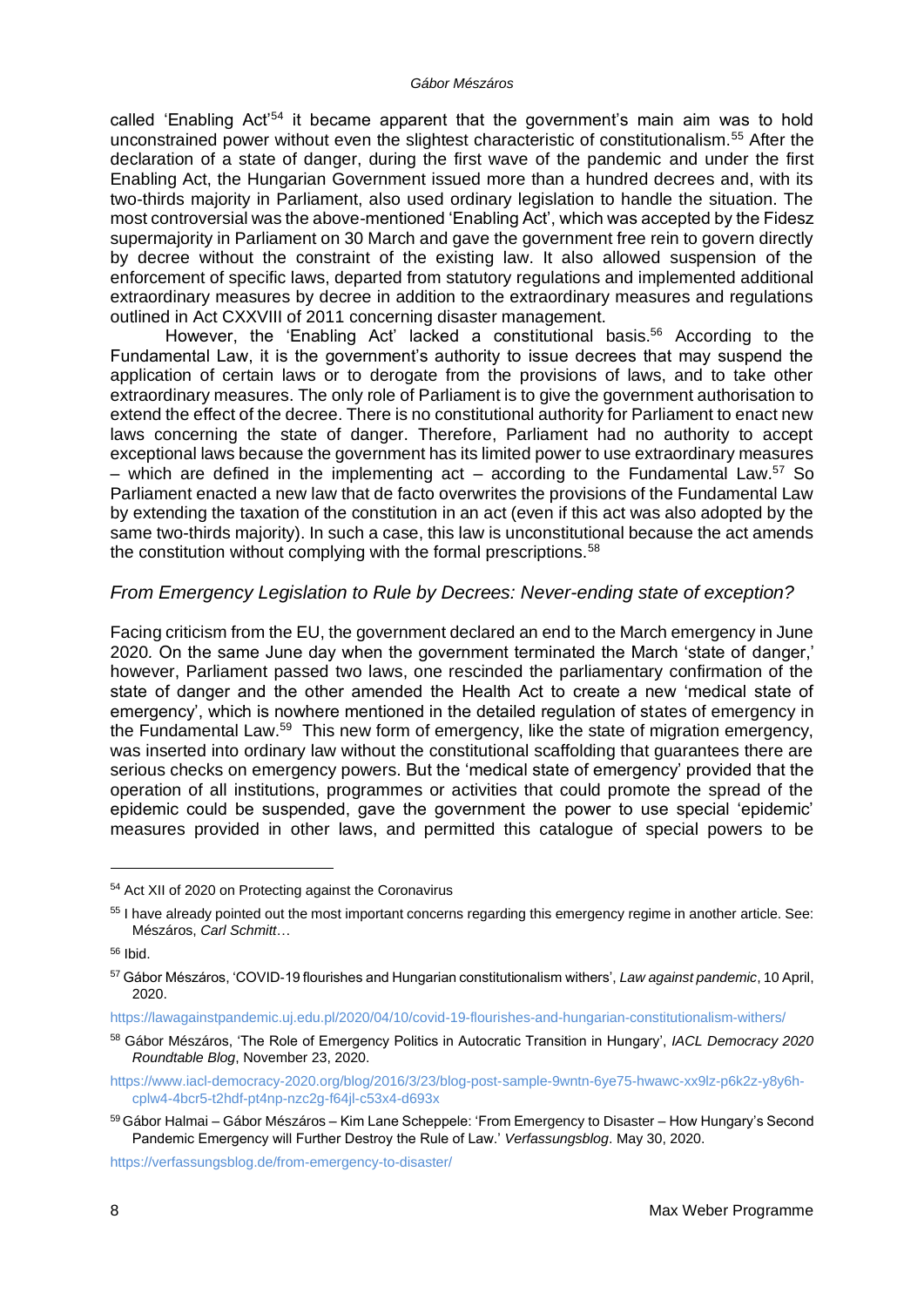called 'Enabling Act'[54] it became apparent that the government's main aim was to hold unconstrained power without even the slightest characteristic of constitutionalism.[55] After the declaration of a state of danger, during the first wave of the pandemic and under the first Enabling Act, the Hungarian Government issued more than a hundred decrees and, with its two-thirds majority in Parliament, also used ordinary legislation to handle the situation. The most controversial was the above-mentioned 'Enabling Act', which was accepted by the Fidesz supermajority in Parliament on 30 March and gave the government free rein to govern directly by decree without the constraint of the existing law. It also allowed suspension of the enforcement of specific laws, departed from statutory regulations and implemented additional extraordinary measures by decree in addition to the extraordinary measures and regulations outlined in Act CXXVIII of 2011 concerning disaster management.

However, the 'Enabling Act' lacked a constitutional basis.[56] According to the Fundamental Law, it is the government's authority to issue decrees that may suspend the application of certain laws or to derogate from the provisions of laws, and to take other extraordinary measures. The only role of Parliament is to give the government authorisation to extend the effect of the decree. There is no constitutional authority for Parliament to enact new laws concerning the state of danger. Therefore, Parliament had no authority to accept exceptional laws because the government has its limited power to use extraordinary measures – which are defined in the implementing act – according to the Fundamental Law.[57] So Parliament enacted a new law that de facto overwrites the provisions of the Fundamental Law by extending the taxation of the constitution in an act (even if this act was also adopted by the same two-thirds majority). In such a case, this law is unconstitutional because the act amends the constitution without complying with the formal prescriptions.[58]

### *From Emergency Legislation to Rule by Decrees: Never-ending state of exception?*

Facing criticism from the EU, the government declared an end to the March emergency in June 2020. On the same June day when the government terminated the March 'state of danger,' however, Parliament passed two laws, one rescinded the parliamentary confirmation of the state of danger and the other amended the Health Act to create a new 'medical state of emergency', which is nowhere mentioned in the detailed regulation of states of emergency in the Fundamental Law.[59] This new form of emergency, like the state of migration emergency, was inserted into ordinary law without the constitutional scaffolding that guarantees there are serious checks on emergency powers. But the 'medical state of emergency' provided that the operation of all institutions, programmes or activities that could promote the spread of the epidemic could be suspended, gave the government the power to use special 'epidemic' measures provided in other laws, and permitted this catalogue of special powers to be

---

[54] Act XII of 2020 on Protecting against the Coronavirus

[55] I have already pointed out the most important concerns regarding this emergency regime in another article. See: Mészáros, *Carl Schmitt*…

[56] Ibid.

[57] Gábor Mészáros, 'COVID-19 flourishes and Hungarian constitutionalism withers', *Law against pandemic*, 10 April, 2020.

https://lawagainstpandemic.uj.edu.pl/2020/04/10/covid-19-flourishes-and-hungarian-constitutionalism-withers/

[58] Gábor Mészáros, 'The Role of Emergency Politics in Autocratic Transition in Hungary', *IACL Democracy 2020 Roundtable Blog*, November 23, 2020.

https://www.iacl-democracy-2020.org/blog/2016/3/23/blog-post-sample-9wntn-6ye75-hwawc-xx9lz-p6k2z-y8y6h-cplw4-4bcr5-t2hdf-pt4np-nzc2g-f64jl-c53x4-d693x

[59] Gábor Halmai – Gábor Mészáros – Kim Lane Scheppele: 'From Emergency to Disaster – How Hungary's Second Pandemic Emergency will Further Destroy the Rule of Law.' *Verfassungsblog*. May 30, 2020.

https://verfassungsblog.de/from-emergency-to-disaster/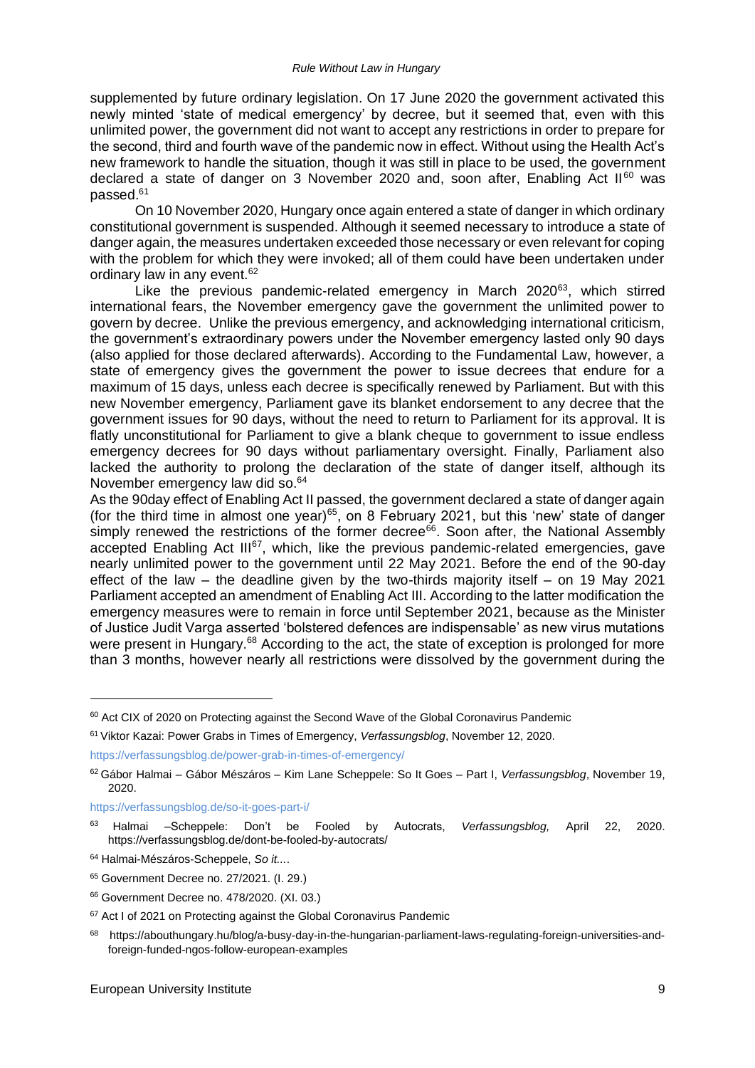supplemented by future ordinary legislation. On 17 June 2020 the government activated this newly minted 'state of medical emergency' by decree, but it seemed that, even with this unlimited power, the government did not want to accept any restrictions in order to prepare for the second, third and fourth wave of the pandemic now in effect. Without using the Health Act's new framework to handle the situation, though it was still in place to be used, the government declared a state of danger on 3 November 2020 and, soon after, Enabling Act II[60] was passed.[61]

On 10 November 2020, Hungary once again entered a state of danger in which ordinary constitutional government is suspended. Although it seemed necessary to introduce a state of danger again, the measures undertaken exceeded those necessary or even relevant for coping with the problem for which they were invoked; all of them could have been undertaken under ordinary law in any event.[62]

Like the previous pandemic-related emergency in March 2020[63], which stirred international fears, the November emergency gave the government the unlimited power to govern by decree. Unlike the previous emergency, and acknowledging international criticism, the government's extraordinary powers under the November emergency lasted only 90 days (also applied for those declared afterwards). According to the Fundamental Law, however, a state of emergency gives the government the power to issue decrees that endure for a maximum of 15 days, unless each decree is specifically renewed by Parliament. But with this new November emergency, Parliament gave its blanket endorsement to any decree that the government issues for 90 days, without the need to return to Parliament for its approval. It is flatly unconstitutional for Parliament to give a blank cheque to government to issue endless emergency decrees for 90 days without parliamentary oversight. Finally, Parliament also lacked the authority to prolong the declaration of the state of danger itself, although its November emergency law did so.[64]

As the 90day effect of Enabling Act II passed, the government declared a state of danger again (for the third time in almost one year)[65], on 8 February 2021, but this 'new' state of danger simply renewed the restrictions of the former decree[66]. Soon after, the National Assembly accepted Enabling Act III[67], which, like the previous pandemic-related emergencies, gave nearly unlimited power to the government until 22 May 2021. Before the end of the 90-day effect of the law – the deadline given by the two-thirds majority itself – on 19 May 2021 Parliament accepted an amendment of Enabling Act III. According to the latter modification the emergency measures were to remain in force until September 2021, because as the Minister of Justice Judit Varga asserted 'bolstered defences are indispensable' as new virus mutations were present in Hungary.[68] According to the act, the state of exception is prolonged for more than 3 months, however nearly all restrictions were dissolved by the government during the

---

[60] Act CIX of 2020 on Protecting against the Second Wave of the Global Coronavirus Pandemic

[61] Viktor Kazai: Power Grabs in Times of Emergency, *Verfassungsblog*, November 12, 2020. https://verfassungsblog.de/power-grab-in-times-of-emergency/

[62] Gábor Halmai – Gábor Mészáros – Kim Lane Scheppele: So It Goes – Part I, *Verfassungsblog*, November 19, 2020. https://verfassungsblog.de/so-it-goes-part-i/

[63] Halmai –Scheppele: Don't be Fooled by Autocrats, *Verfassungsblog,* April 22, 2020. https://verfassungsblog.de/dont-be-fooled-by-autocrats/

[64] Halmai-Mészáros-Scheppele, *So it...*.

[65] Government Decree no. 27/2021. (I. 29.)

[66] Government Decree no. 478/2020. (XI. 03.)

[67] Act I of 2021 on Protecting against the Global Coronavirus Pandemic

[68] https://abouthungary.hu/blog/a-busy-day-in-the-hungarian-parliament-laws-regulating-foreign-universities-and-foreign-funded-ngos-follow-european-examples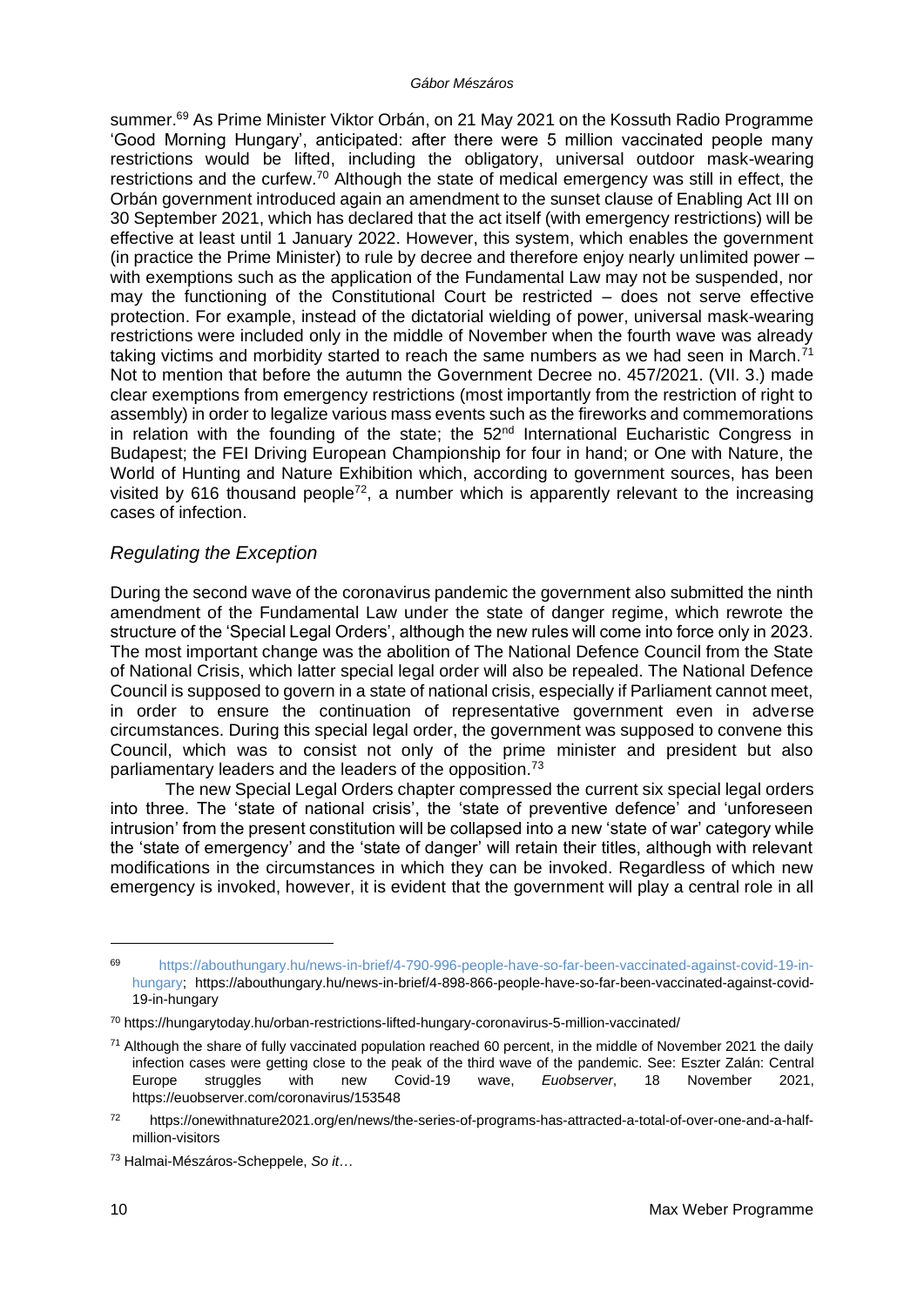summer.[69] As Prime Minister Viktor Orbán, on 21 May 2021 on the Kossuth Radio Programme 'Good Morning Hungary', anticipated: after there were 5 million vaccinated people many restrictions would be lifted, including the obligatory, universal outdoor mask-wearing restrictions and the curfew.[70] Although the state of medical emergency was still in effect, the Orbán government introduced again an amendment to the sunset clause of Enabling Act III on 30 September 2021, which has declared that the act itself (with emergency restrictions) will be effective at least until 1 January 2022. However, this system, which enables the government (in practice the Prime Minister) to rule by decree and therefore enjoy nearly unlimited power – with exemptions such as the application of the Fundamental Law may not be suspended, nor may the functioning of the Constitutional Court be restricted – does not serve effective protection. For example, instead of the dictatorial wielding of power, universal mask-wearing restrictions were included only in the middle of November when the fourth wave was already taking victims and morbidity started to reach the same numbers as we had seen in March.[71] Not to mention that before the autumn the Government Decree no. 457/2021. (VII. 3.) made clear exemptions from emergency restrictions (most importantly from the restriction of right to assembly) in order to legalize various mass events such as the fireworks and commemorations in relation with the founding of the state; the 52nd International Eucharistic Congress in Budapest; the FEI Driving European Championship for four in hand; or One with Nature, the World of Hunting and Nature Exhibition which, according to government sources, has been visited by 616 thousand people[72], a number which is apparently relevant to the increasing cases of infection.

## *Regulating the Exception*

During the second wave of the coronavirus pandemic the government also submitted the ninth amendment of the Fundamental Law under the state of danger regime, which rewrote the structure of the 'Special Legal Orders', although the new rules will come into force only in 2023. The most important change was the abolition of The National Defence Council from the State of National Crisis, which latter special legal order will also be repealed. The National Defence Council is supposed to govern in a state of national crisis, especially if Parliament cannot meet, in order to ensure the continuation of representative government even in adverse circumstances. During this special legal order, the government was supposed to convene this Council, which was to consist not only of the prime minister and president but also parliamentary leaders and the leaders of the opposition.[73]

The new Special Legal Orders chapter compressed the current six special legal orders into three. The 'state of national crisis', the 'state of preventive defence' and 'unforeseen intrusion' from the present constitution will be collapsed into a new 'state of war' category while the 'state of emergency' and the 'state of danger' will retain their titles, although with relevant modifications in the circumstances in which they can be invoked. Regardless of which new emergency is invoked, however, it is evident that the government will play a central role in all

---

[69] https://abouthungary.hu/news-in-brief/4-790-996-people-have-so-far-been-vaccinated-against-covid-19-in-hungary; https://abouthungary.hu/news-in-brief/4-898-866-people-have-so-far-been-vaccinated-against-covid-19-in-hungary

[70] https://hungarytoday.hu/orban-restrictions-lifted-hungary-coronavirus-5-million-vaccinated/

[71] Although the share of fully vaccinated population reached 60 percent, in the middle of November 2021 the daily infection cases were getting close to the peak of the third wave of the pandemic. See: Eszter Zalán: Central Europe struggles with new Covid-19 wave, *Euobserver*, 18 November 2021, https://euobserver.com/coronavirus/153548

[72] https://onewithnature2021.org/en/news/the-series-of-programs-has-attracted-a-total-of-over-one-and-a-half-million-visitors

[73] Halmai-Mészáros-Scheppele, *So it…*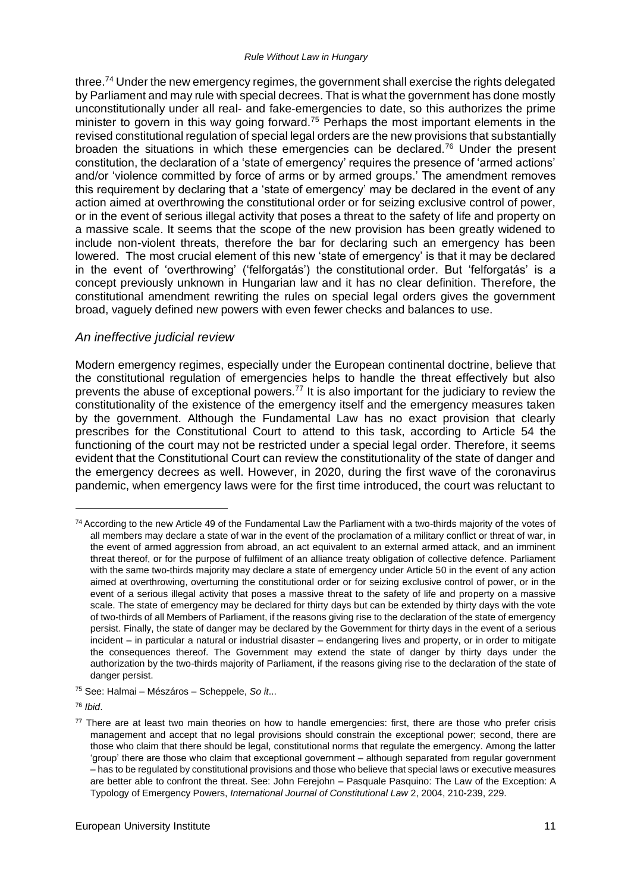three.[74] Under the new emergency regimes, the government shall exercise the rights delegated by Parliament and may rule with special decrees. That is what the government has done mostly unconstitutionally under all real- and fake-emergencies to date, so this authorizes the prime minister to govern in this way going forward.[75] Perhaps the most important elements in the revised constitutional regulation of special legal orders are the new provisions that substantially broaden the situations in which these emergencies can be declared.[76] Under the present constitution, the declaration of a 'state of emergency' requires the presence of 'armed actions' and/or 'violence committed by force of arms or by armed groups.' The amendment removes this requirement by declaring that a 'state of emergency' may be declared in the event of any action aimed at overthrowing the constitutional order or for seizing exclusive control of power, or in the event of serious illegal activity that poses a threat to the safety of life and property on a massive scale. It seems that the scope of the new provision has been greatly widened to include non-violent threats, therefore the bar for declaring such an emergency has been lowered. The most crucial element of this new 'state of emergency' is that it may be declared in the event of 'overthrowing' ('felforgatás') the constitutional order. But 'felforgatás' is a concept previously unknown in Hungarian law and it has no clear definition. Therefore, the constitutional amendment rewriting the rules on special legal orders gives the government broad, vaguely defined new powers with even fewer checks and balances to use.

### *An ineffective judicial review*

Modern emergency regimes, especially under the European continental doctrine, believe that the constitutional regulation of emergencies helps to handle the threat effectively but also prevents the abuse of exceptional powers.[77] It is also important for the judiciary to review the constitutionality of the existence of the emergency itself and the emergency measures taken by the government. Although the Fundamental Law has no exact provision that clearly prescribes for the Constitutional Court to attend to this task, according to Article 54 the functioning of the court may not be restricted under a special legal order. Therefore, it seems evident that the Constitutional Court can review the constitutionality of the state of danger and the emergency decrees as well. However, in 2020, during the first wave of the coronavirus pandemic, when emergency laws were for the first time introduced, the court was reluctant to

---

[74] According to the new Article 49 of the Fundamental Law the Parliament with a two-thirds majority of the votes of all members may declare a state of war in the event of the proclamation of a military conflict or threat of war, in the event of armed aggression from abroad, an act equivalent to an external armed attack, and an imminent threat thereof, or for the purpose of fulfilment of an alliance treaty obligation of collective defence. Parliament with the same two-thirds majority may declare a state of emergency under Article 50 in the event of any action aimed at overthrowing, overturning the constitutional order or for seizing exclusive control of power, or in the event of a serious illegal activity that poses a massive threat to the safety of life and property on a massive scale. The state of emergency may be declared for thirty days but can be extended by thirty days with the vote of two-thirds of all Members of Parliament, if the reasons giving rise to the declaration of the state of emergency persist. Finally, the state of danger may be declared by the Government for thirty days in the event of a serious incident – in particular a natural or industrial disaster – endangering lives and property, or in order to mitigate the consequences thereof. The Government may extend the state of danger by thirty days under the authorization by the two-thirds majority of Parliament, if the reasons giving rise to the declaration of the state of danger persist.

[75] See: Halmai – Mészáros – Scheppele, *So it*...

[76] *Ibid*.

[77] There are at least two main theories on how to handle emergencies: first, there are those who prefer crisis management and accept that no legal provisions should constrain the exceptional power; second, there are those who claim that there should be legal, constitutional norms that regulate the emergency. Among the latter 'group' there are those who claim that exceptional government – although separated from regular government – has to be regulated by constitutional provisions and those who believe that special laws or executive measures are better able to confront the threat. See: John Ferejohn – Pasquale Pasquino: The Law of the Exception: A Typology of Emergency Powers, *International Journal of Constitutional Law* 2, 2004, 210-239, 229.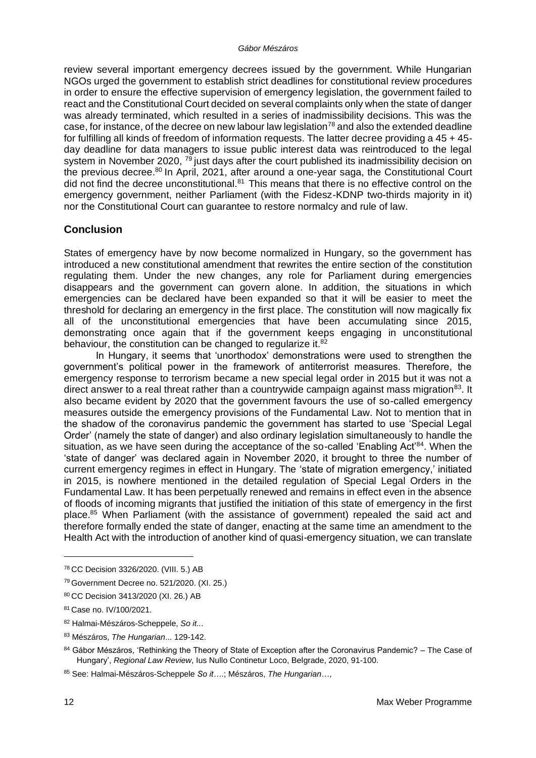review several important emergency decrees issued by the government. While Hungarian NGOs urged the government to establish strict deadlines for constitutional review procedures in order to ensure the effective supervision of emergency legislation, the government failed to react and the Constitutional Court decided on several complaints only when the state of danger was already terminated, which resulted in a series of inadmissibility decisions. This was the case, for instance, of the decree on new labour law legislation[78] and also the extended deadline for fulfilling all kinds of freedom of information requests. The latter decree providing a 45 + 45-day deadline for data managers to issue public interest data was reintroduced to the legal system in November 2020, [79] just days after the court published its inadmissibility decision on the previous decree.[80] In April, 2021, after around a one-year saga, the Constitutional Court did not find the decree unconstitutional.[81] This means that there is no effective control on the emergency government, neither Parliament (with the Fidesz-KDNP two-thirds majority in it) nor the Constitutional Court can guarantee to restore normalcy and rule of law.

## Conclusion

States of emergency have by now become normalized in Hungary, so the government has introduced a new constitutional amendment that rewrites the entire section of the constitution regulating them. Under the new changes, any role for Parliament during emergencies disappears and the government can govern alone. In addition, the situations in which emergencies can be declared have been expanded so that it will be easier to meet the threshold for declaring an emergency in the first place. The constitution will now magically fix all of the unconstitutional emergencies that have been accumulating since 2015, demonstrating once again that if the government keeps engaging in unconstitutional behaviour, the constitution can be changed to regularize it.[82]

In Hungary, it seems that 'unorthodox' demonstrations were used to strengthen the government's political power in the framework of antiterrorist measures. Therefore, the emergency response to terrorism became a new special legal order in 2015 but it was not a direct answer to a real threat rather than a countrywide campaign against mass migration[83]. It also became evident by 2020 that the government favours the use of so-called emergency measures outside the emergency provisions of the Fundamental Law. Not to mention that in the shadow of the coronavirus pandemic the government has started to use 'Special Legal Order' (namely the state of danger) and also ordinary legislation simultaneously to handle the situation, as we have seen during the acceptance of the so-called 'Enabling Act'[84]. When the 'state of danger' was declared again in November 2020, it brought to three the number of current emergency regimes in effect in Hungary. The 'state of migration emergency,' initiated in 2015, is nowhere mentioned in the detailed regulation of Special Legal Orders in the Fundamental Law. It has been perpetually renewed and remains in effect even in the absence of floods of incoming migrants that justified the initiation of this state of emergency in the first place.[85] When Parliament (with the assistance of government) repealed the said act and therefore formally ended the state of danger, enacting at the same time an amendment to the Health Act with the introduction of another kind of quasi-emergency situation, we can translate

---

[78] CC Decision 3326/2020. (VIII. 5.) AB

[79] Government Decree no. 521/2020. (XI. 25.)

[80] CC Decision 3413/2020 (XI. 26.) AB

[81] Case no. IV/100/2021.

[82] Halmai-Mészáros-Scheppele, *So it...*

[83] Mészáros, *The Hungarian...* 129-142.

[84] Gábor Mészáros, 'Rethinking the Theory of State of Exception after the Coronavirus Pandemic? – The Case of Hungary', *Regional Law Review*, Ius Nullo Continetur Loco, Belgrade, 2020, 91-100.

[85] See: Halmai-Mészáros-Scheppele *So it….*; Mészáros, *The Hungarian…*,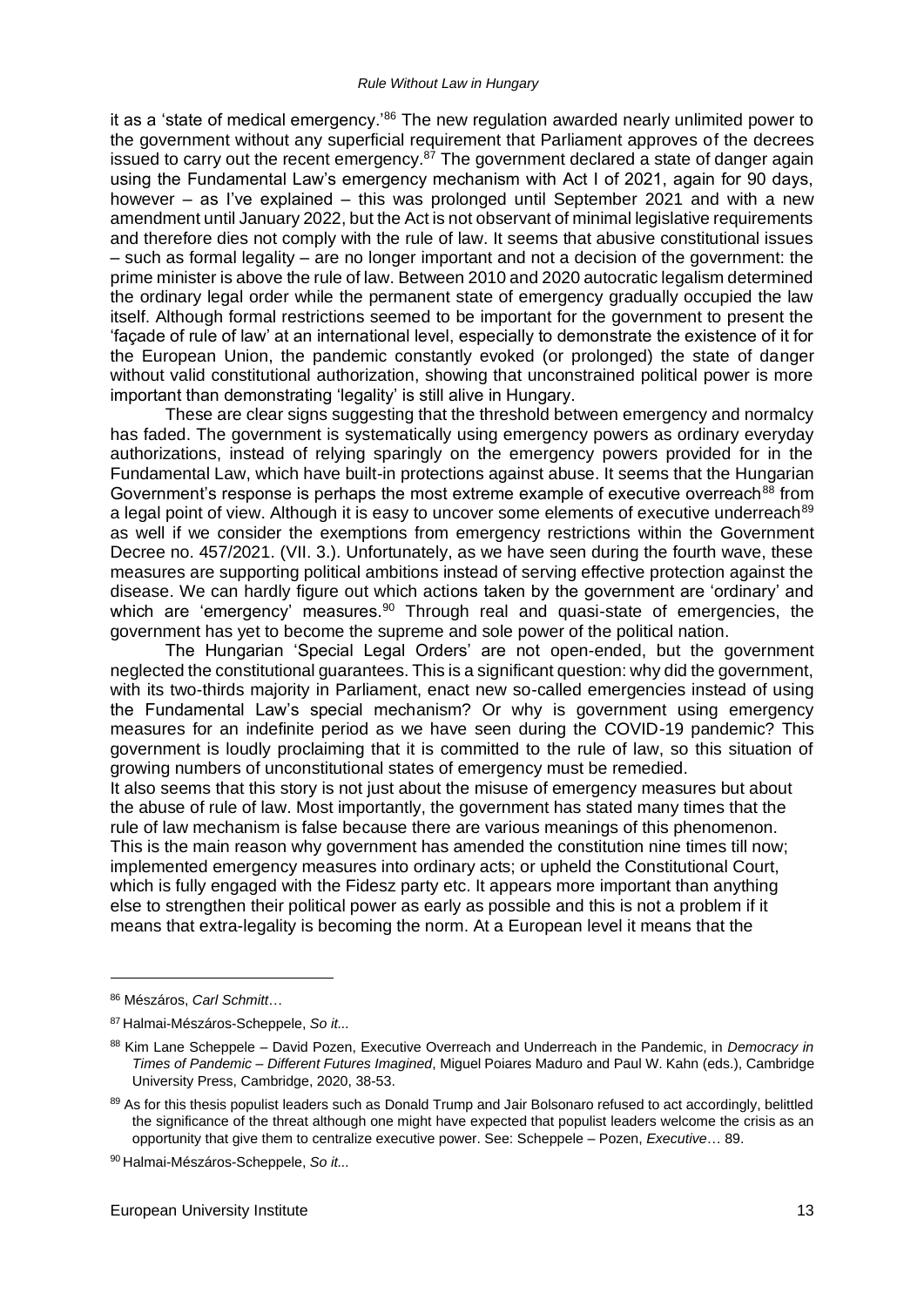it as a 'state of medical emergency.'[86] The new regulation awarded nearly unlimited power to the government without any superficial requirement that Parliament approves of the decrees issued to carry out the recent emergency.[87] The government declared a state of danger again using the Fundamental Law's emergency mechanism with Act I of 2021, again for 90 days, however – as I've explained – this was prolonged until September 2021 and with a new amendment until January 2022, but the Act is not observant of minimal legislative requirements and therefore dies not comply with the rule of law. It seems that abusive constitutional issues – such as formal legality – are no longer important and not a decision of the government: the prime minister is above the rule of law. Between 2010 and 2020 autocratic legalism determined the ordinary legal order while the permanent state of emergency gradually occupied the law itself. Although formal restrictions seemed to be important for the government to present the 'façade of rule of law' at an international level, especially to demonstrate the existence of it for the European Union, the pandemic constantly evoked (or prolonged) the state of danger without valid constitutional authorization, showing that unconstrained political power is more important than demonstrating 'legality' is still alive in Hungary.

These are clear signs suggesting that the threshold between emergency and normalcy has faded. The government is systematically using emergency powers as ordinary everyday authorizations, instead of relying sparingly on the emergency powers provided for in the Fundamental Law, which have built-in protections against abuse. It seems that the Hungarian Government's response is perhaps the most extreme example of executive overreach[88] from a legal point of view. Although it is easy to uncover some elements of executive underreach[89] as well if we consider the exemptions from emergency restrictions within the Government Decree no. 457/2021. (VII. 3.). Unfortunately, as we have seen during the fourth wave, these measures are supporting political ambitions instead of serving effective protection against the disease. We can hardly figure out which actions taken by the government are 'ordinary' and which are 'emergency' measures.[90] Through real and quasi-state of emergencies, the government has yet to become the supreme and sole power of the political nation.

The Hungarian 'Special Legal Orders' are not open-ended, but the government neglected the constitutional guarantees. This is a significant question: why did the government, with its two-thirds majority in Parliament, enact new so-called emergencies instead of using the Fundamental Law's special mechanism? Or why is government using emergency measures for an indefinite period as we have seen during the COVID-19 pandemic? This government is loudly proclaiming that it is committed to the rule of law, so this situation of growing numbers of unconstitutional states of emergency must be remedied.

It also seems that this story is not just about the misuse of emergency measures but about the abuse of rule of law. Most importantly, the government has stated many times that the rule of law mechanism is false because there are various meanings of this phenomenon. This is the main reason why government has amended the constitution nine times till now; implemented emergency measures into ordinary acts; or upheld the Constitutional Court, which is fully engaged with the Fidesz party etc. It appears more important than anything else to strengthen their political power as early as possible and this is not a problem if it means that extra-legality is becoming the norm. At a European level it means that the

---

[86] Mészáros, *Carl Schmitt*…

[87] Halmai-Mészáros-Scheppele, *So it...*

[88] Kim Lane Scheppele – David Pozen, Executive Overreach and Underreach in the Pandemic, in *Democracy in Times of Pandemic – Different Futures Imagined*, Miguel Poiares Maduro and Paul W. Kahn (eds.), Cambridge University Press, Cambridge, 2020, 38-53.

[89] As for this thesis populist leaders such as Donald Trump and Jair Bolsonaro refused to act accordingly, belittled the significance of the threat although one might have expected that populist leaders welcome the crisis as an opportunity that give them to centralize executive power. See: Scheppele – Pozen, *Executive*… 89.

[90] Halmai-Mészáros-Scheppele, *So it...*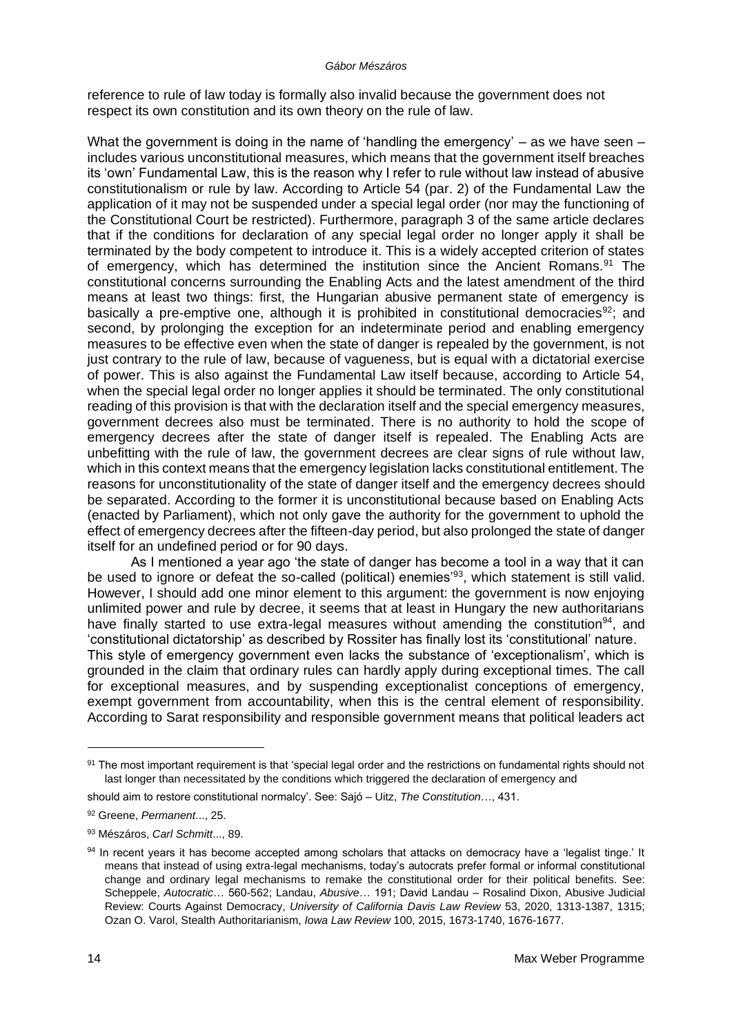reference to rule of law today is formally also invalid because the government does not respect its own constitution and its own theory on the rule of law.

What the government is doing in the name of 'handling the emergency' – as we have seen – includes various unconstitutional measures, which means that the government itself breaches its 'own' Fundamental Law, this is the reason why I refer to rule without law instead of abusive constitutionalism or rule by law. According to Article 54 (par. 2) of the Fundamental Law the application of it may not be suspended under a special legal order (nor may the functioning of the Constitutional Court be restricted). Furthermore, paragraph 3 of the same article declares that if the conditions for declaration of any special legal order no longer apply it shall be terminated by the body competent to introduce it. This is a widely accepted criterion of states of emergency, which has determined the institution since the Ancient Romans.[91] The constitutional concerns surrounding the Enabling Acts and the latest amendment of the third means at least two things: first, the Hungarian abusive permanent state of emergency is basically a pre-emptive one, although it is prohibited in constitutional democracies[92]; and second, by prolonging the exception for an indeterminate period and enabling emergency measures to be effective even when the state of danger is repealed by the government, is not just contrary to the rule of law, because of vagueness, but is equal with a dictatorial exercise of power. This is also against the Fundamental Law itself because, according to Article 54, when the special legal order no longer applies it should be terminated. The only constitutional reading of this provision is that with the declaration itself and the special emergency measures, government decrees also must be terminated. There is no authority to hold the scope of emergency decrees after the state of danger itself is repealed. The Enabling Acts are unbefitting with the rule of law, the government decrees are clear signs of rule without law, which in this context means that the emergency legislation lacks constitutional entitlement. The reasons for unconstitutionality of the state of danger itself and the emergency decrees should be separated. According to the former it is unconstitutional because based on Enabling Acts (enacted by Parliament), which not only gave the authority for the government to uphold the effect of emergency decrees after the fifteen-day period, but also prolonged the state of danger itself for an undefined period or for 90 days.

As I mentioned a year ago 'the state of danger has become a tool in a way that it can be used to ignore or defeat the so-called (political) enemies'[93], which statement is still valid. However, I should add one minor element to this argument: the government is now enjoying unlimited power and rule by decree, it seems that at least in Hungary the new authoritarians have finally started to use extra-legal measures without amending the constitution[94], and 'constitutional dictatorship' as described by Rossiter has finally lost its 'constitutional' nature. This style of emergency government even lacks the substance of 'exceptionalism', which is grounded in the claim that ordinary rules can hardly apply during exceptional times. The call for exceptional measures, and by suspending exceptionalist conceptions of emergency, exempt government from accountability, when this is the central element of responsibility. According to Sarat responsibility and responsible government means that political leaders act

---

[91] The most important requirement is that 'special legal order and the restrictions on fundamental rights should not last longer than necessitated by the conditions which triggered the declaration of emergency and should aim to restore constitutional normalcy'. See: Sajó – Uitz, *The Constitution…*, 431.

[92] Greene, *Permanent*..., 25.

[93] Mészáros, *Carl Schmitt*..., 89.

[94] In recent years it has become accepted among scholars that attacks on democracy have a 'legalist tinge.' It means that instead of using extra-legal mechanisms, today's autocrats prefer formal or informal constitutional change and ordinary legal mechanisms to remake the constitutional order for their political benefits. See: Scheppele, *Autocratic*… 560-562; Landau, *Abusive*… 191; David Landau – Rosalind Dixon, Abusive Judicial Review: Courts Against Democracy, *University of California Davis Law Review* 53, 2020, 1313-1387, 1315; Ozan O. Varol, Stealth Authoritarianism, *Iowa Law Review* 100, 2015, 1673-1740, 1676-1677.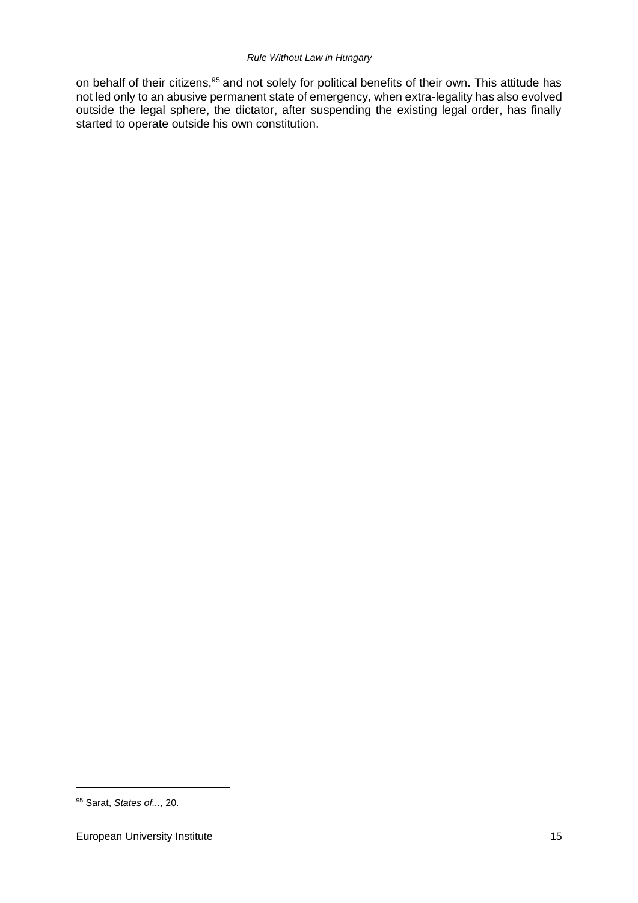on behalf of their citizens,[95] and not solely for political benefits of their own. This attitude has not led only to an abusive permanent state of emergency, when extra-legality has also evolved outside the legal sphere, the dictator, after suspending the existing legal order, has finally started to operate outside his own constitution.

[95] Sarat, *States of...*, 20.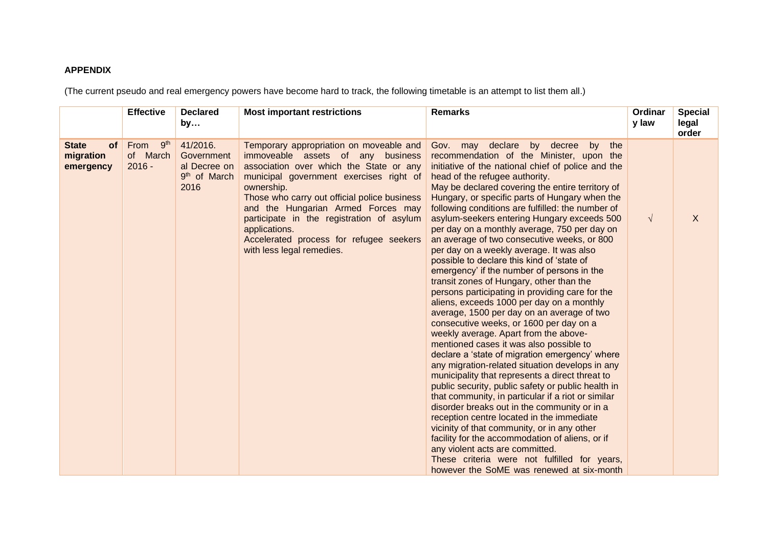**APPENDIX**

(The current pseudo and real emergency powers have become hard to track, the following timetable is an attempt to list them all.)

| | Effective | Declared by… | Most important restrictions | Remarks | Ordinary law | Special legal order |
|---|---|---|---|---|---|---|
| **State of migration emergency** | From 9th of March 2016 - | 41/2016. Governmental Decree on 9th of March 2016 | Temporary appropriation on moveable and immoveable assets of any business association over which the State or any municipal government exercises right of ownership.<br>Those who carry out official police business and the Hungarian Armed Forces may participate in the registration of asylum applications.<br>Accelerated process for refugee seekers with less legal remedies. | Gov. may declare by decree by the recommendation of the Minister, upon the initiative of the national chief of police and the head of the refugee authority.<br>May be declared covering the entire territory of Hungary, or specific parts of Hungary when the following conditions are fulfilled: the number of asylum-seekers entering Hungary exceeds 500 per day on a monthly average, 750 per day on an average of two consecutive weeks, or 800 per day on a weekly average. It was also possible to declare this kind of 'state of emergency' if the number of persons in the transit zones of Hungary, other than the persons participating in providing care for the aliens, exceeds 1000 per day on a monthly average, 1500 per day on an average of two consecutive weeks, or 1600 per day on a weekly average. Apart from the above-mentioned cases it was also possible to declare a 'state of migration emergency' where any migration-related situation develops in any municipality that represents a direct threat to public security, public safety or public health in that community, in particular if a riot or similar disorder breaks out in the community or in a reception centre located in the immediate vicinity of that community, or in any other facility for the accommodation of aliens, or if any violent acts are committed.<br>These criteria were not fulfilled for years, however the SoME was renewed at six-month | √ | X |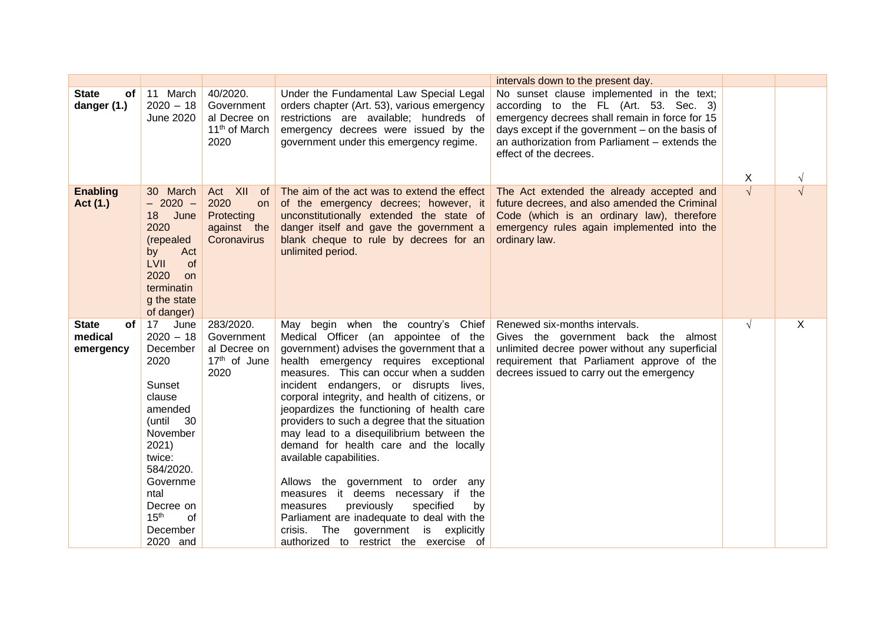| | | | | | | |
|---|---|---|---|---|---|---|
| | | | | intervals down to the present day. | | |
| **State of danger (1.)** | 11 March 2020 – 18 June 2020 | 40/2020. Governmental Decree on 11th of March 2020 | Under the Fundamental Law Special Legal orders chapter (Art. 53), various emergency restrictions are available; hundreds of emergency decrees were issued by the government under this emergency regime. | No sunset clause implemented in the text; according to the FL (Art. 53. Sec. 3) emergency decrees shall remain in force for 15 days except if the government – on the basis of an authorization from Parliament – extends the effect of the decrees. | X | √ |
| **Enabling Act (1.)** | 30 March – 2020 – 18 June 2020 (repealed by Act LVII of 2020 on terminating the state of danger) | Act XII of 2020 on Protecting against the Coronavirus | The aim of the act was to extend the effect of the emergency decrees; however, it unconstitutionally extended the state of danger itself and gave the government a blank cheque to rule by decrees for an unlimited period. | The Act extended the already accepted and future decrees, and also amended the Criminal Code (which is an ordinary law), therefore emergency rules again implemented into the ordinary law. | √ | √ |
| **State of medical emergency** | 17 June 2020 – 18 December 2020<br><br>Sunset clause amended (until 30 November 2021) twice: 584/2020. Governmental Decree on 15th of December 2020 and | 283/2020. Governmental Decree on 17th of June 2020 | May begin when the country's Chief Medical Officer (an appointee of the government) advises the government that a health emergency requires exceptional measures. This can occur when a sudden incident endangers, or disrupts lives, corporal integrity, and health of citizens, or jeopardizes the functioning of health care providers to such a degree that the situation may lead to a disequilibrium between the demand for health care and the locally available capabilities.<br><br>Allows the government to order any measures it deems necessary if the measures previously specified by Parliament are inadequate to deal with the crisis. The government is explicitly authorized to restrict the exercise of | Renewed six-months intervals.<br>Gives the government back the almost unlimited decree power without any superficial requirement that Parliament approve of the decrees issued to carry out the emergency | √ | X |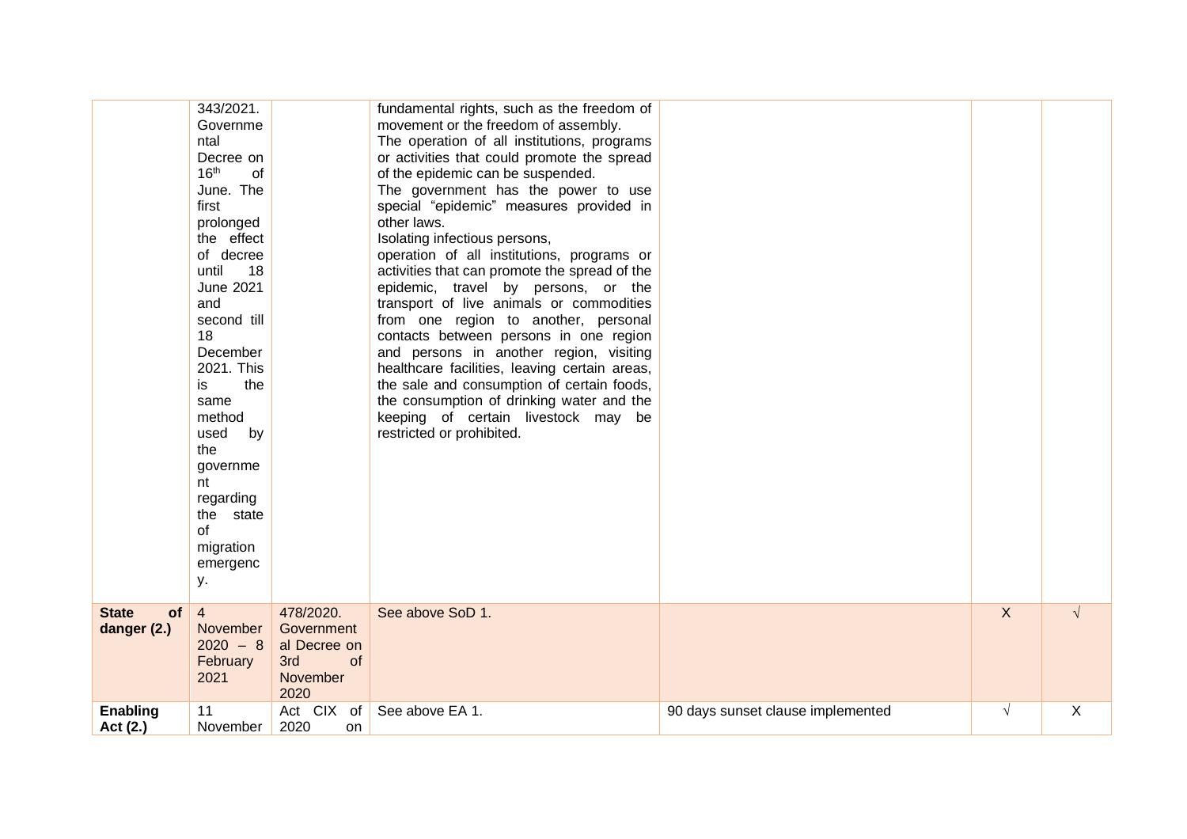| | | | | | | |
|---|---|---|---|---|---|---|
| | 343/2021. Governmental Decree on 16th of June. The first prolonged the effect of decree until 18 June 2021 and second till 18 December 2021. This is the same method used by the government regarding the state of migration emergency. | | fundamental rights, such as the freedom of movement or the freedom of assembly. The operation of all institutions, programs or activities that could promote the spread of the epidemic can be suspended. The government has the power to use special "epidemic" measures provided in other laws. Isolating infectious persons, operation of all institutions, programs or activities that can promote the spread of the epidemic, travel by persons, or the transport of live animals or commodities from one region to another, personal contacts between persons in one region and persons in another region, visiting healthcare facilities, leaving certain areas, the sale and consumption of certain foods, the consumption of drinking water and the keeping of certain livestock may be restricted or prohibited. | | | |
| **State of danger (2.)** | 4 November 2020 – 8 February 2021 | 478/2020. Governmental Decree on 3rd of November 2020 | See above SoD 1. | | X | √ |
| **Enabling Act (2.)** | 11 November | Act CIX of 2020 on | See above EA 1. | 90 days sunset clause implemented | √ | X |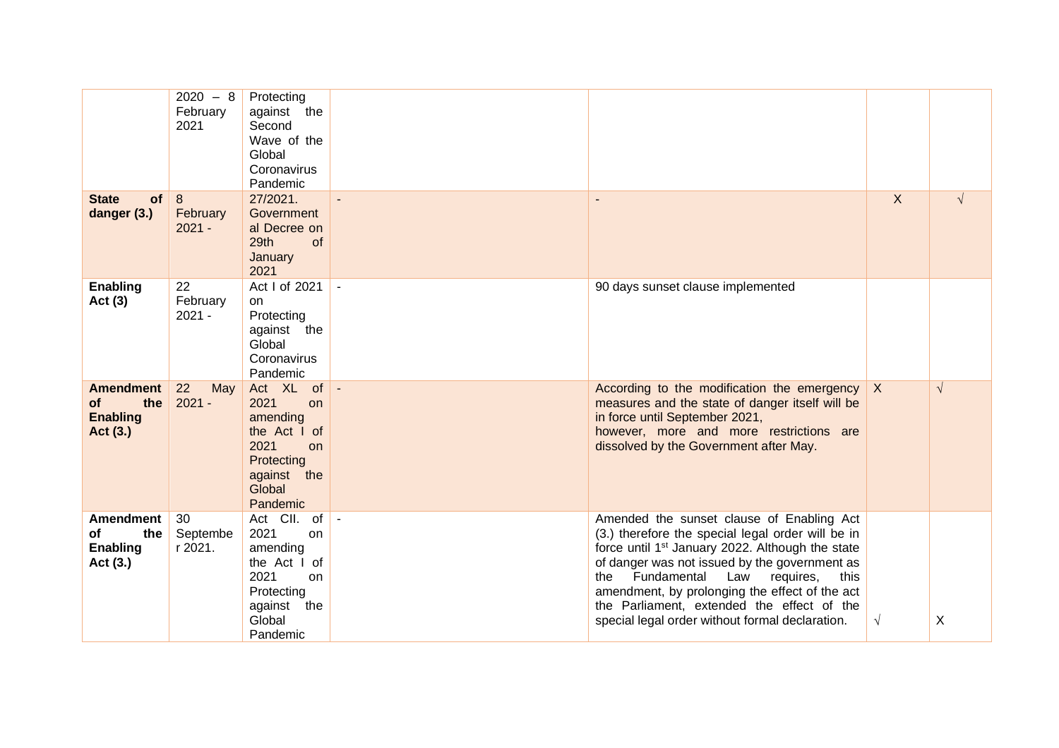| | | | | | | |
|---|---|---|---|---|---|---|
| | 2020 – 8 February 2021 | Protecting against the Second Wave of the Global Coronavirus Pandemic | | | | |
| **State of danger (3.)** | 8 February 2021 - | 27/2021. Governmental Decree on 29th of January 2021 | - | - | X | √ |
| **Enabling Act (3)** | 22 February 2021 - | Act I of 2021 on Protecting against the Global Coronavirus Pandemic | - | 90 days sunset clause implemented | | |
| **Amendment of the Enabling Act (3.)** | 22 May 2021 - | Act XL of 2021 on amending the Act I of 2021 on Protecting against the Global Pandemic | - | According to the modification the emergency measures and the state of danger itself will be in force until September 2021, however, more and more restrictions are dissolved by the Government after May. | X | √ |
| **Amendment of the Enabling Act (3.)** | 30 September 2021. | Act CII. of 2021 on amending the Act I of 2021 on Protecting against the Global Pandemic | - | Amended the sunset clause of Enabling Act (3.) therefore the special legal order will be in force until 1st January 2022. Although the state of danger was not issued by the government as the Fundamental Law requires, this amendment, by prolonging the effect of the act the Parliament, extended the effect of the special legal order without formal declaration. | √ | X |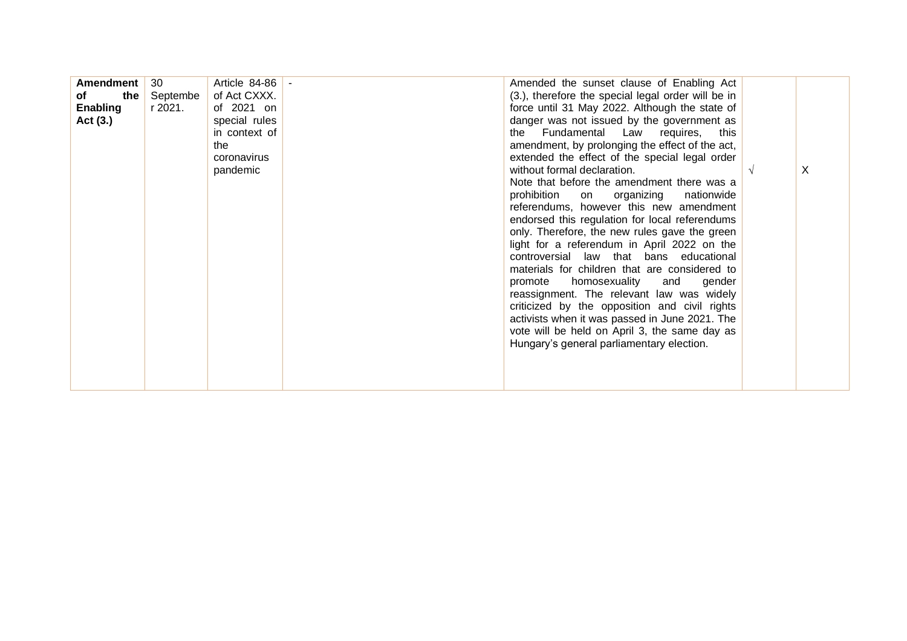| **Amendment of the Enabling Act (3.)** | 30 September 2021. | Article 84-86 of Act CXXX. of 2021 on special rules in context of the coronavirus pandemic | - | Amended the sunset clause of Enabling Act (3.), therefore the special legal order will be in force until 31 May 2022. Although the state of danger was not issued by the government as the Fundamental Law requires, this amendment, by prolonging the effect of the act, extended the effect of the special legal order without formal declaration. Note that before the amendment there was a prohibition on organizing nationwide referendums, however this new amendment endorsed this regulation for local referendums only. Therefore, the new rules gave the green light for a referendum in April 2022 on the controversial law that bans educational materials for children that are considered to promote homosexuality and gender reassignment. The relevant law was widely criticized by the opposition and civil rights activists when it was passed in June 2021. The vote will be held on April 3, the same day as Hungary's general parliamentary election. | √ | X |
|---|---|---|---|---|---|---|